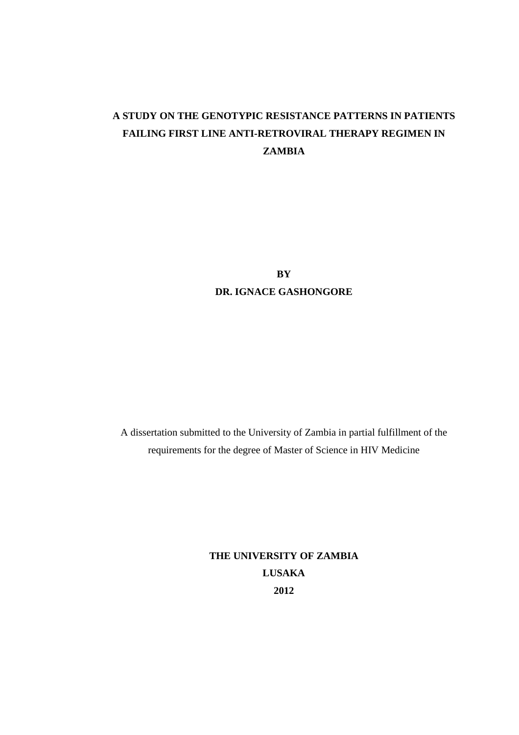# A STUDY ON THE GENOTYPIC RESISTANCE PATTERNS IN PATIENTS FAILING FIRST LINE ANTI-RETROVIRAL THERAPY REGIMEN IN ZAMBIA

**BY**

**DR. IGNACE GASHONGORE**

A dissertation submitted to the University of Zambia in partial fulfillment of the requirements for the degree of Master of Science in HIV Medicine

**THE UNIVERSITY OF ZAMBIA**

**LUSAKA**

**2012**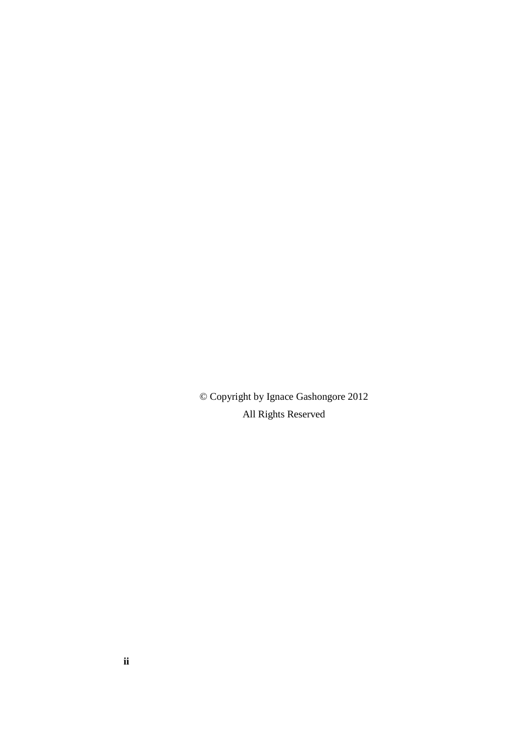© Copyright by Ignace Gashongore 2012

All Rights Reserved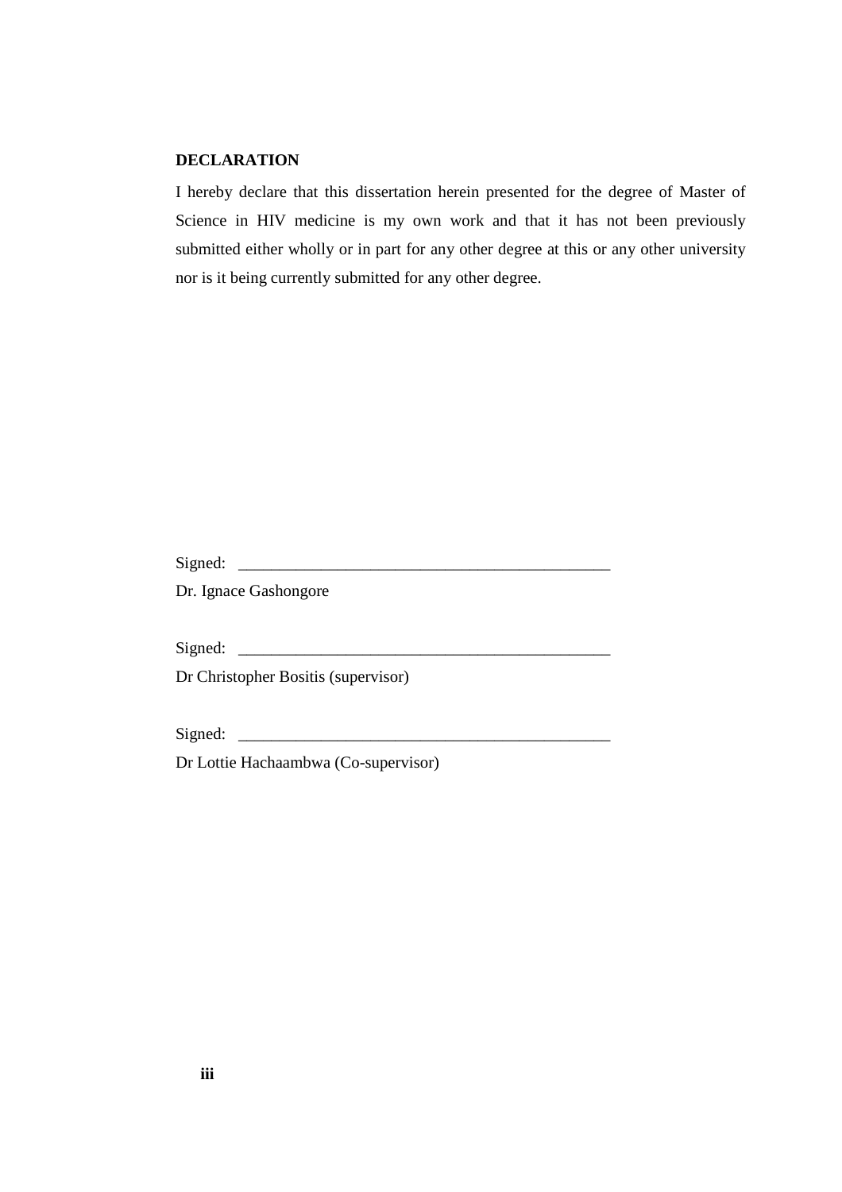## DECLARATION

I hereby declare that this dissertation herein presented for the degree of Master of Science in HIV medicine is my own work and that it has not been previously submitted either wholly or in part for any other degree at this or any other university nor is it being currently submitted for any other degree.

Signed: ______________________________________________

Dr. Ignace Gashongore

Signed: ______________________________________________

Dr Christopher Bositis (supervisor)

Signed: ______________________________________________

Dr Lottie Hachaambwa (Co-supervisor)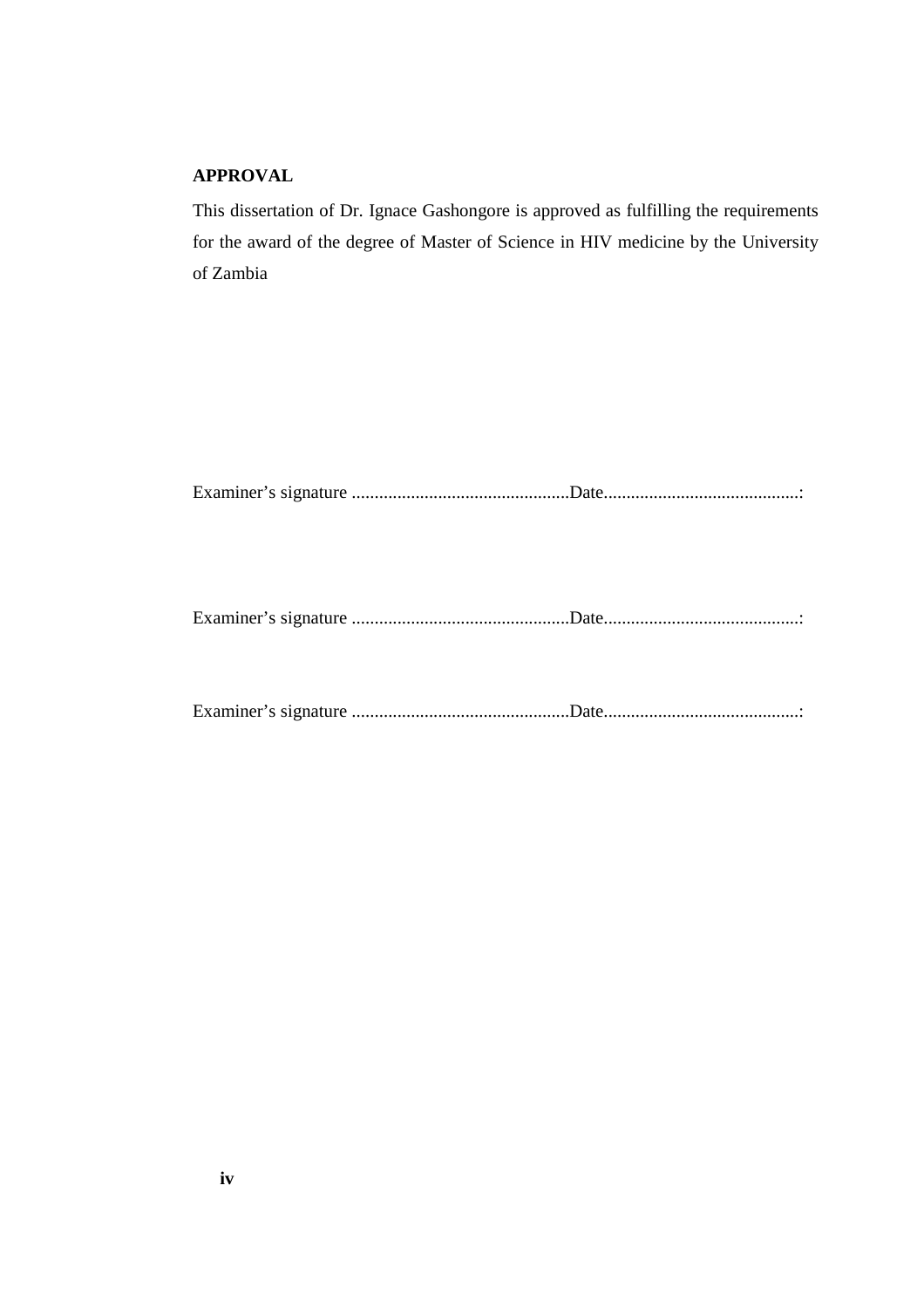## APPROVAL

This dissertation of Dr. Ignace Gashongore is approved as fulfilling the requirements for the award of the degree of Master of Science in HIV medicine by the University of Zambia

Examiner's signature ................................................Date...........................................:

Examiner's signature ................................................Date...........................................:

Examiner's signature ................................................Date...........................................: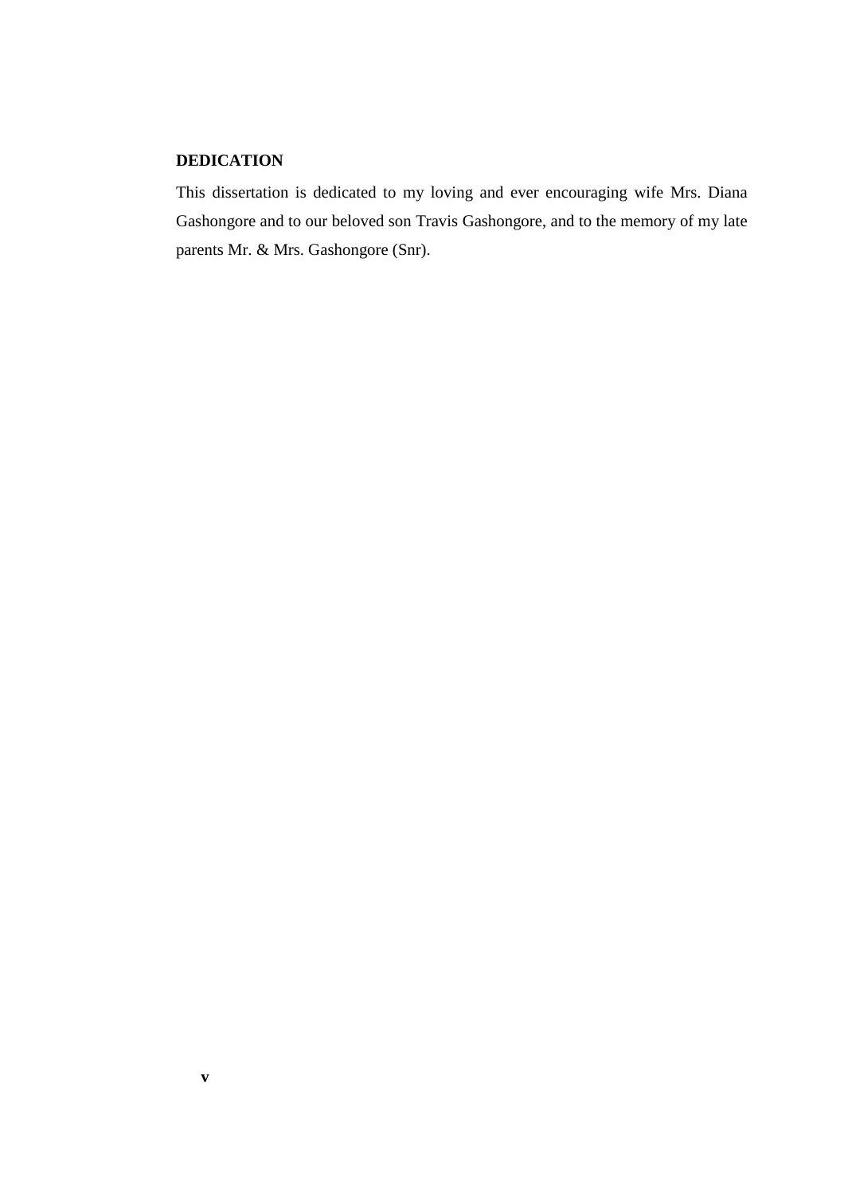## DEDICATION

This dissertation is dedicated to my loving and ever encouraging wife Mrs. Diana Gashongore and to our beloved son Travis Gashongore, and to the memory of my late parents Mr. & Mrs. Gashongore (Snr).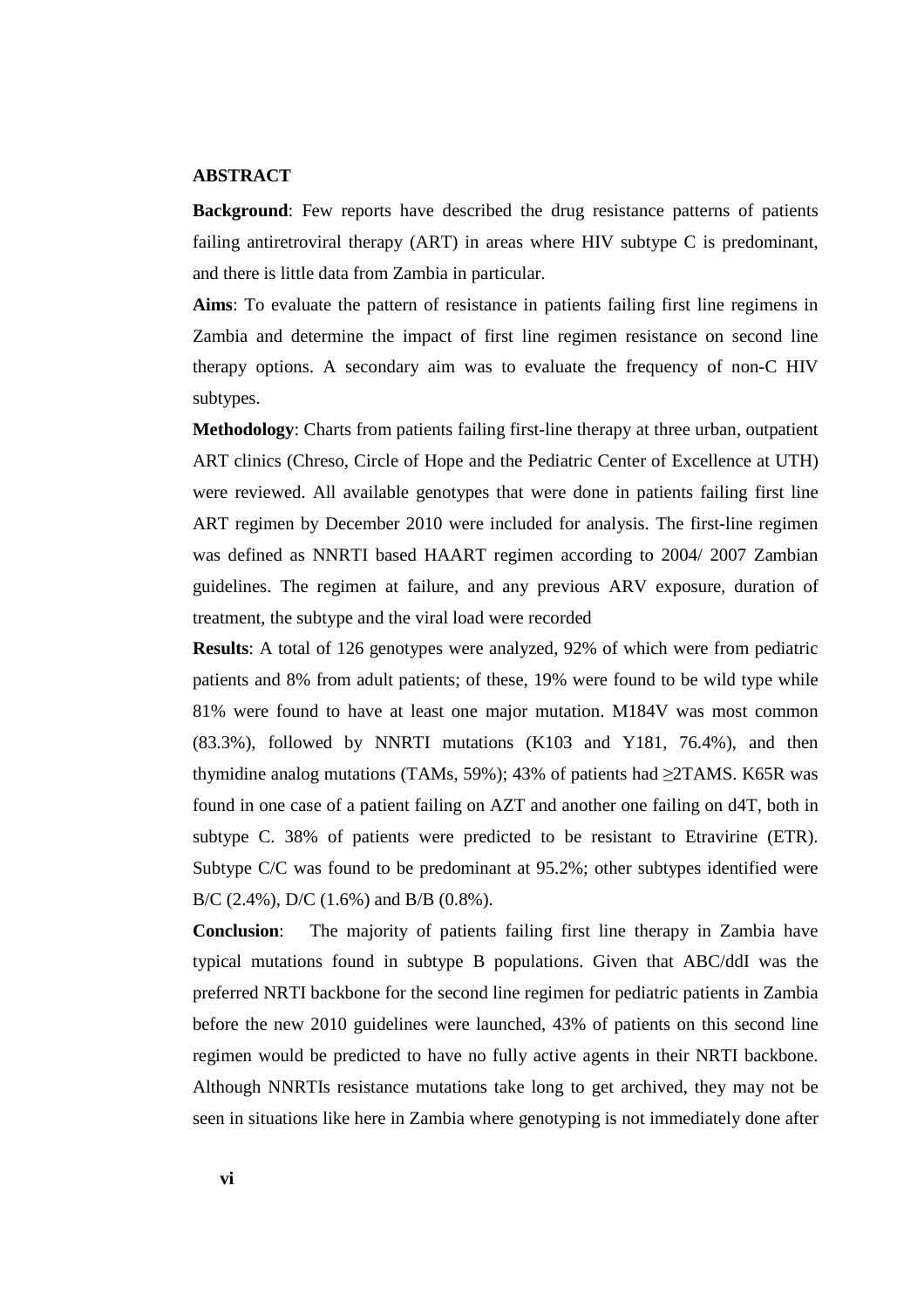## ABSTRACT

**Background**: Few reports have described the drug resistance patterns of patients failing antiretroviral therapy (ART) in areas where HIV subtype C is predominant, and there is little data from Zambia in particular.

**Aims**: To evaluate the pattern of resistance in patients failing first line regimens in Zambia and determine the impact of first line regimen resistance on second line therapy options. A secondary aim was to evaluate the frequency of non-C HIV subtypes.

**Methodology**: Charts from patients failing first-line therapy at three urban, outpatient ART clinics (Chreso, Circle of Hope and the Pediatric Center of Excellence at UTH) were reviewed. All available genotypes that were done in patients failing first line ART regimen by December 2010 were included for analysis. The first-line regimen was defined as NNRTI based HAART regimen according to 2004/ 2007 Zambian guidelines. The regimen at failure, and any previous ARV exposure, duration of treatment, the subtype and the viral load were recorded

**Results**: A total of 126 genotypes were analyzed, 92% of which were from pediatric patients and 8% from adult patients; of these, 19% were found to be wild type while 81% were found to have at least one major mutation. M184V was most common (83.3%), followed by NNRTI mutations (K103 and Y181, 76.4%), and then thymidine analog mutations (TAMs, 59%); 43% of patients had ≥2TAMS. K65R was found in one case of a patient failing on AZT and another one failing on d4T, both in subtype C. 38% of patients were predicted to be resistant to Etravirine (ETR). Subtype C/C was found to be predominant at 95.2%; other subtypes identified were B/C (2.4%), D/C (1.6%) and B/B (0.8%).

**Conclusion**: The majority of patients failing first line therapy in Zambia have typical mutations found in subtype B populations. Given that ABC/ddI was the preferred NRTI backbone for the second line regimen for pediatric patients in Zambia before the new 2010 guidelines were launched, 43% of patients on this second line regimen would be predicted to have no fully active agents in their NRTI backbone. Although NNRTIs resistance mutations take long to get archived, they may not be seen in situations like here in Zambia where genotyping is not immediately done after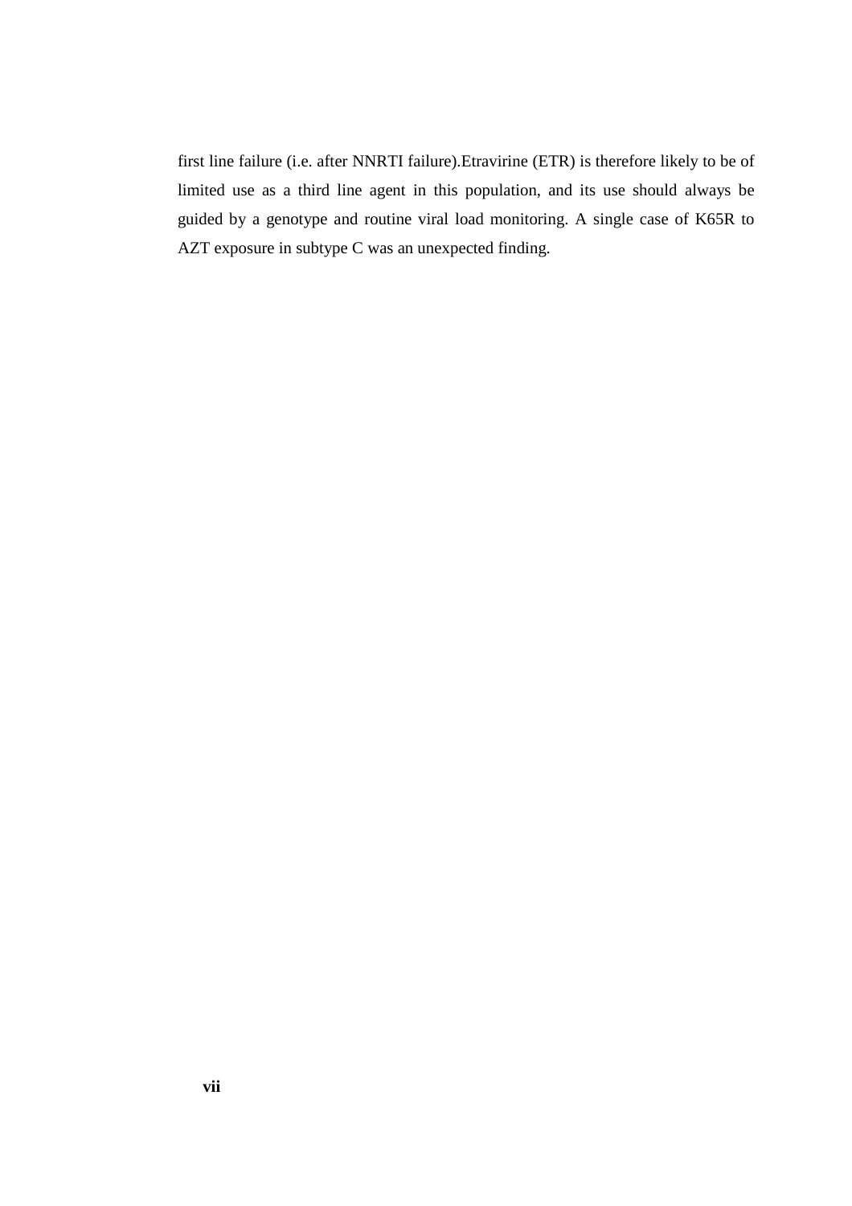first line failure (i.e. after NNRTI failure).Etravirine (ETR) is therefore likely to be of limited use as a third line agent in this population, and its use should always be guided by a genotype and routine viral load monitoring. A single case of K65R to AZT exposure in subtype C was an unexpected finding.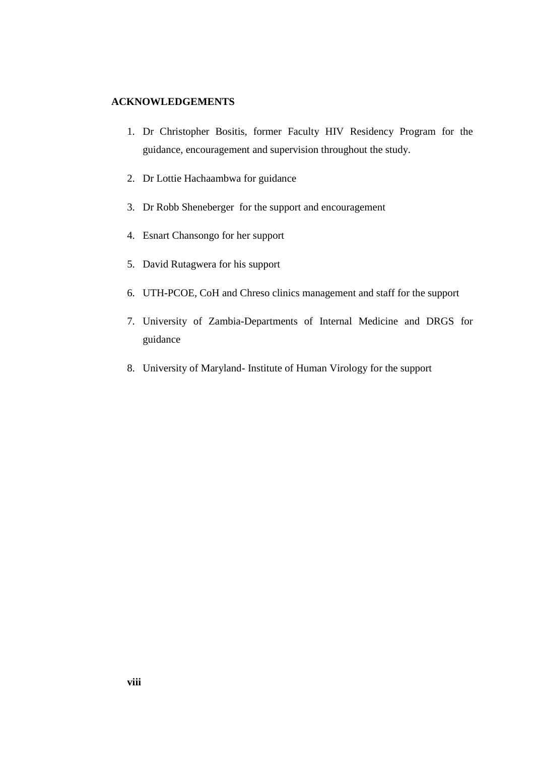## ACKNOWLEDGEMENTS

1. Dr Christopher Bositis, former Faculty HIV Residency Program for the guidance, encouragement and supervision throughout the study.
2. Dr Lottie Hachaambwa for guidance
3. Dr Robb Sheneberger for the support and encouragement
4. Esnart Chansongo for her support
5. David Rutagwera for his support
6. UTH-PCOE, CoH and Chreso clinics management and staff for the support
7. University of Zambia-Departments of Internal Medicine and DRGS for guidance
8. University of Maryland- Institute of Human Virology for the support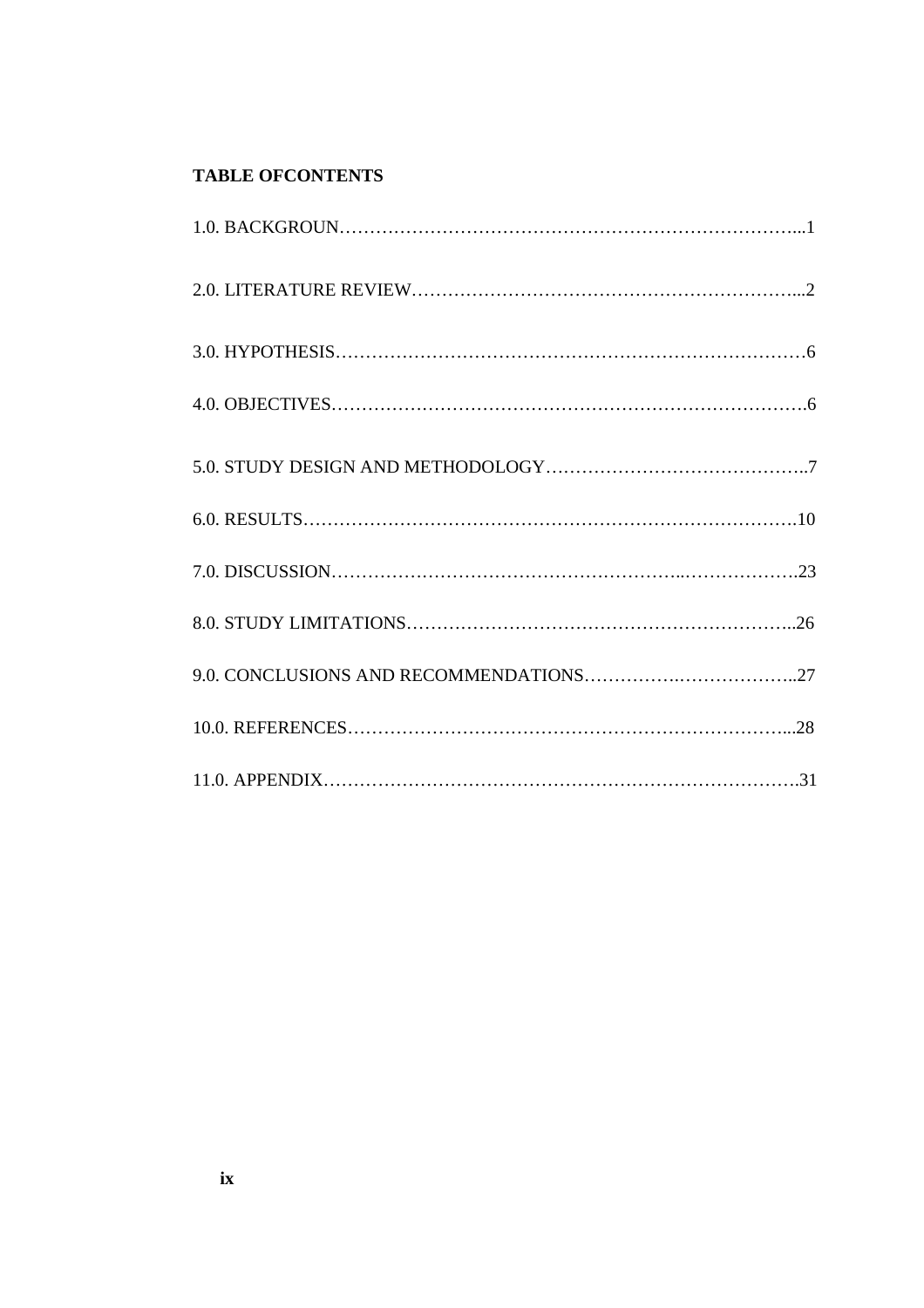**TABLE OFCONTENTS**

1.0. BACKGROUN……………………………………………………………………...1

2.0. LITERATURE REVIEW………………………………………………………...2

3.0. HYPOTHESIS……………………………………………………………………6

4.0. OBJECTIVES…………………………………………………………………….6

5.0. STUDY DESIGN AND METHODOLOGY……………………………………..7

6.0. RESULTS……………………………………………………………………….10

7.0. DISCUSSION…………………………………………………..……………….23

8.0. STUDY LIMITATIONS………………………………………………………..26

9.0. CONCLUSIONS AND RECOMMENDATIONS…………….………………..27

10.0. REFERENCES……………………………………………………………...28

11.0. APPENDIX……………………………………………………………………….31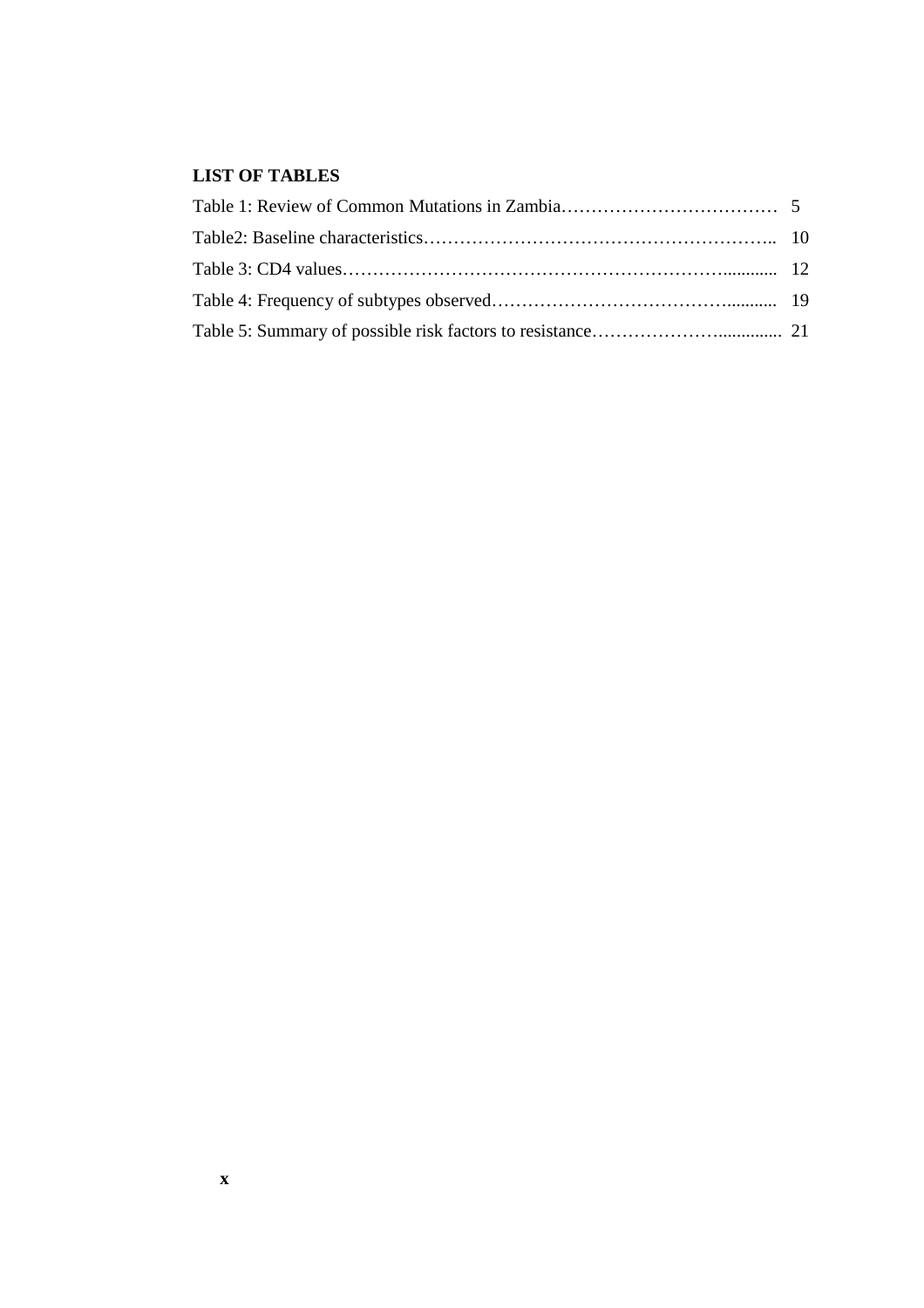## LIST OF TABLES

Table 1: Review of Common Mutations in Zambia……………………………… 5

Table2: Baseline characteristics………………………………………………….. 10

Table 3: CD4 values……………………………………………………….......... 12

Table 4: Frequency of subtypes observed………………………………….......... 19

Table 5: Summary of possible risk factors to resistance…………………............. 21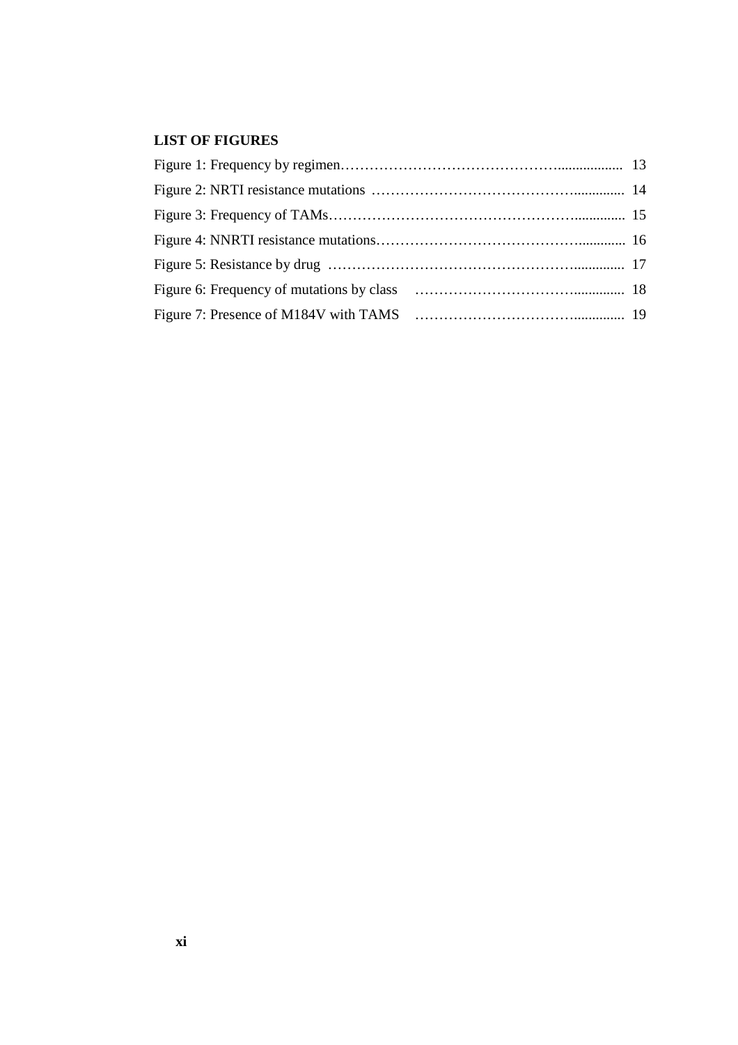## LIST OF FIGURES

Figure 1: Frequency by regimen………………………………………................. 13

Figure 2: NRTI resistance mutations …………………………………….............. 14

Figure 3: Frequency of TAMs……………………………………………............... 15

Figure 4: NNRTI resistance mutations…………………………………….............. 16

Figure 5: Resistance by drug ……………………………………………............... 17

Figure 6: Frequency of mutations by class ……………………………............... 18

Figure 7: Presence of M184V with TAMS ……………………………............... 19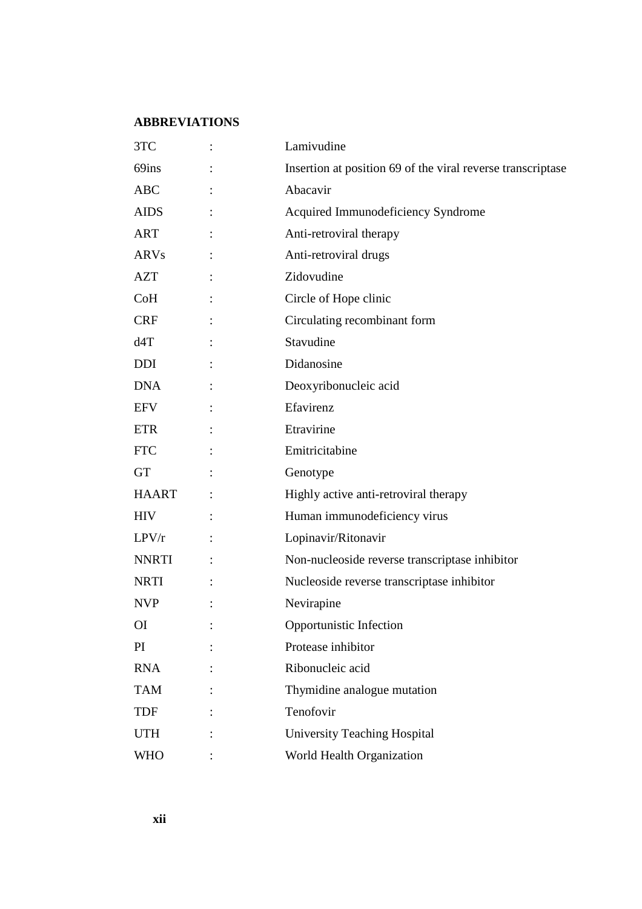**ABBREVIATIONS**

| | | |
|---|---|---|
| 3TC | : | Lamivudine |
| 69ins | : | Insertion at position 69 of the viral reverse transcriptase |
| ABC | : | Abacavir |
| AIDS | : | Acquired Immunodeficiency Syndrome |
| ART | : | Anti-retroviral therapy |
| ARVs | : | Anti-retroviral drugs |
| AZT | : | Zidovudine |
| CoH | : | Circle of Hope clinic |
| CRF | : | Circulating recombinant form |
| d4T | : | Stavudine |
| DDI | : | Didanosine |
| DNA | : | Deoxyribonucleic acid |
| EFV | : | Efavirenz |
| ETR | : | Etravirine |
| FTC | : | Emitricitabine |
| GT | : | Genotype |
| HAART | : | Highly active anti-retroviral therapy |
| HIV | : | Human immunodeficiency virus |
| LPV/r | : | Lopinavir/Ritonavir |
| NNRTI | : | Non-nucleoside reverse transcriptase inhibitor |
| NRTI | : | Nucleoside reverse transcriptase inhibitor |
| NVP | : | Nevirapine |
| OI | : | Opportunistic Infection |
| PI | : | Protease inhibitor |
| RNA | : | Ribonucleic acid |
| TAM | : | Thymidine analogue mutation |
| TDF | : | Tenofovir |
| UTH | : | University Teaching Hospital |
| WHO | : | World Health Organization |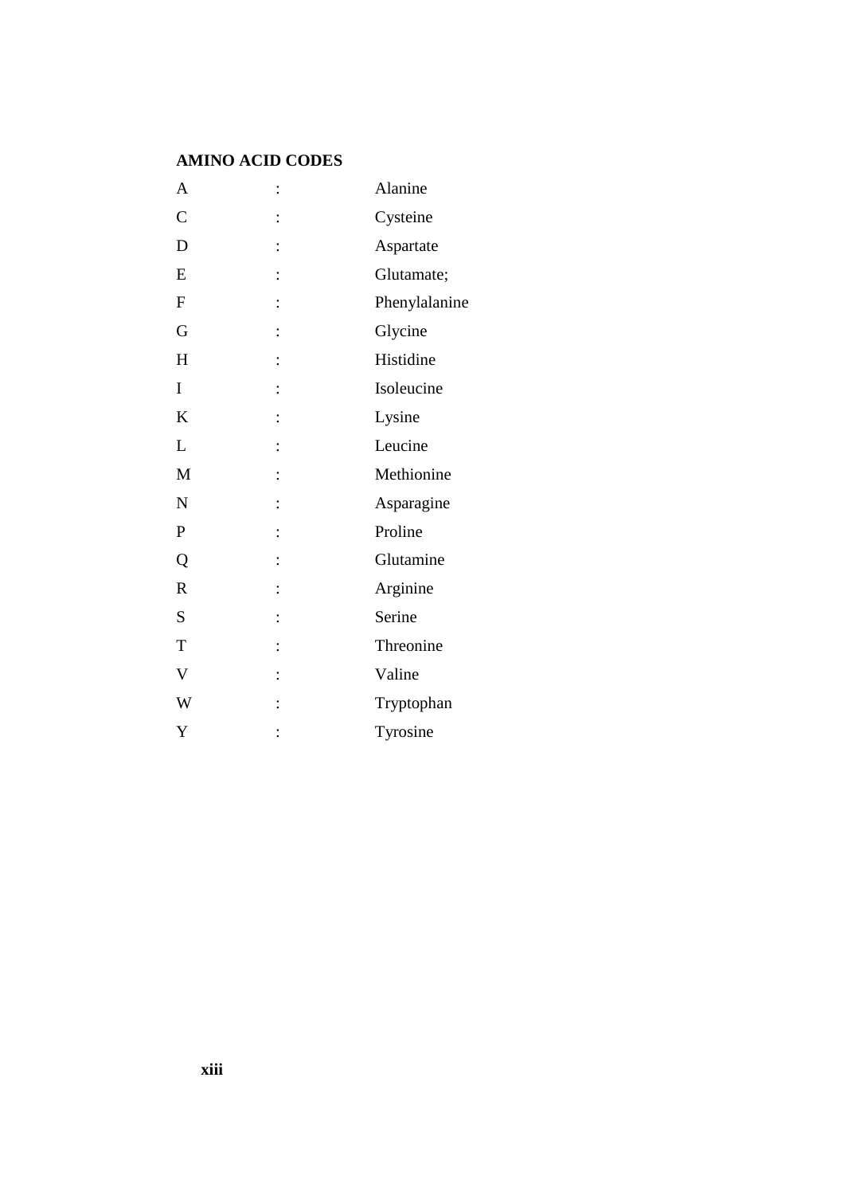**AMINO ACID CODES**

| | | |
|---|---|---|
| A | : | Alanine |
| C | : | Cysteine |
| D | : | Aspartate |
| E | : | Glutamate; |
| F | : | Phenylalanine |
| G | : | Glycine |
| H | : | Histidine |
| I | : | Isoleucine |
| K | : | Lysine |
| L | : | Leucine |
| M | : | Methionine |
| N | : | Asparagine |
| P | : | Proline |
| Q | : | Glutamine |
| R | : | Arginine |
| S | : | Serine |
| T | : | Threonine |
| V | : | Valine |
| W | : | Tryptophan |
| Y | : | Tyrosine |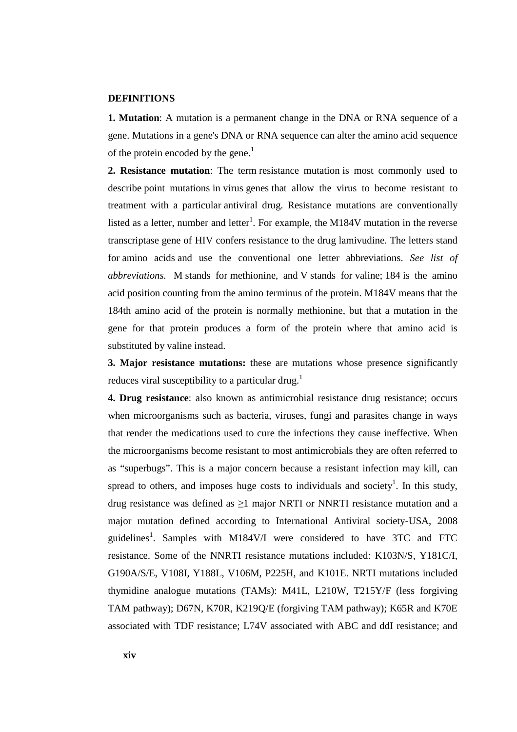## DEFINITIONS

**1. Mutation**: A mutation is a permanent change in the DNA or RNA sequence of a gene. Mutations in a gene's DNA or RNA sequence can alter the amino acid sequence of the protein encoded by the gene.[1]

**2. Resistance mutation**: The term resistance mutation is most commonly used to describe point mutations in virus genes that allow the virus to become resistant to treatment with a particular antiviral drug. Resistance mutations are conventionally listed as a letter, number and letter[1]. For example, the M184V mutation in the reverse transcriptase gene of HIV confers resistance to the drug lamivudine. The letters stand for amino acids and use the conventional one letter abbreviations. *See list of abbreviations.* M stands for methionine, and V stands for valine; 184 is the amino acid position counting from the amino terminus of the protein. M184V means that the 184th amino acid of the protein is normally methionine, but that a mutation in the gene for that protein produces a form of the protein where that amino acid is substituted by valine instead.

**3. Major resistance mutations:** these are mutations whose presence significantly reduces viral susceptibility to a particular drug.[1]

**4. Drug resistance**: also known as antimicrobial resistance drug resistance; occurs when microorganisms such as bacteria, viruses, fungi and parasites change in ways that render the medications used to cure the infections they cause ineffective. When the microorganisms become resistant to most antimicrobials they are often referred to as "superbugs". This is a major concern because a resistant infection may kill, can spread to others, and imposes huge costs to individuals and society[1]. In this study, drug resistance was defined as $\geq 1$ major NRTI or NNRTI resistance mutation and a major mutation defined according to International Antiviral society-USA, 2008 guidelines[1]. Samples with M184V/I were considered to have 3TC and FTC resistance. Some of the NNRTI resistance mutations included: K103N/S, Y181C/I, G190A/S/E, V108I, Y188L, V106M, P225H, and K101E. NRTI mutations included thymidine analogue mutations (TAMs): M41L, L210W, T215Y/F (less forgiving TAM pathway); D67N, K70R, K219Q/E (forgiving TAM pathway); K65R and K70E associated with TDF resistance; L74V associated with ABC and ddI resistance; and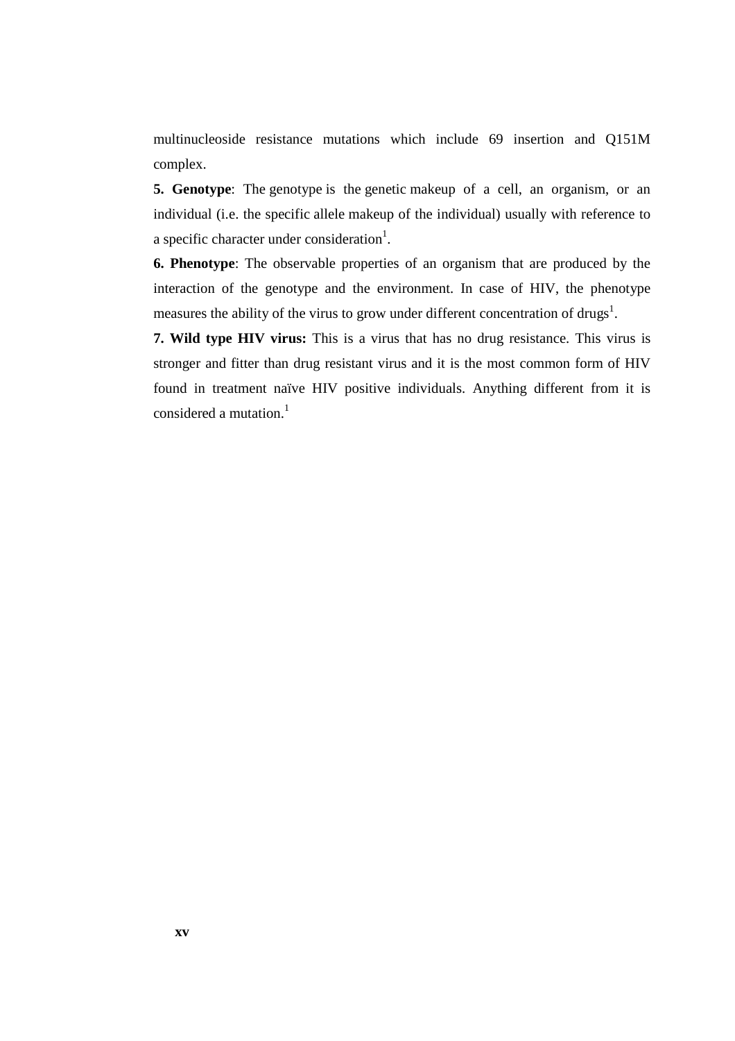multinucleoside resistance mutations which include 69 insertion and Q151M complex.

**5. Genotype**: The genotype is the genetic makeup of a cell, an organism, or an individual (i.e. the specific allele makeup of the individual) usually with reference to a specific character under consideration[1].

**6. Phenotype**: The observable properties of an organism that are produced by the interaction of the genotype and the environment. In case of HIV, the phenotype measures the ability of the virus to grow under different concentration of drugs[1].

**7. Wild type HIV virus:** This is a virus that has no drug resistance. This virus is stronger and fitter than drug resistant virus and it is the most common form of HIV found in treatment naïve HIV positive individuals. Anything different from it is considered a mutation.[1]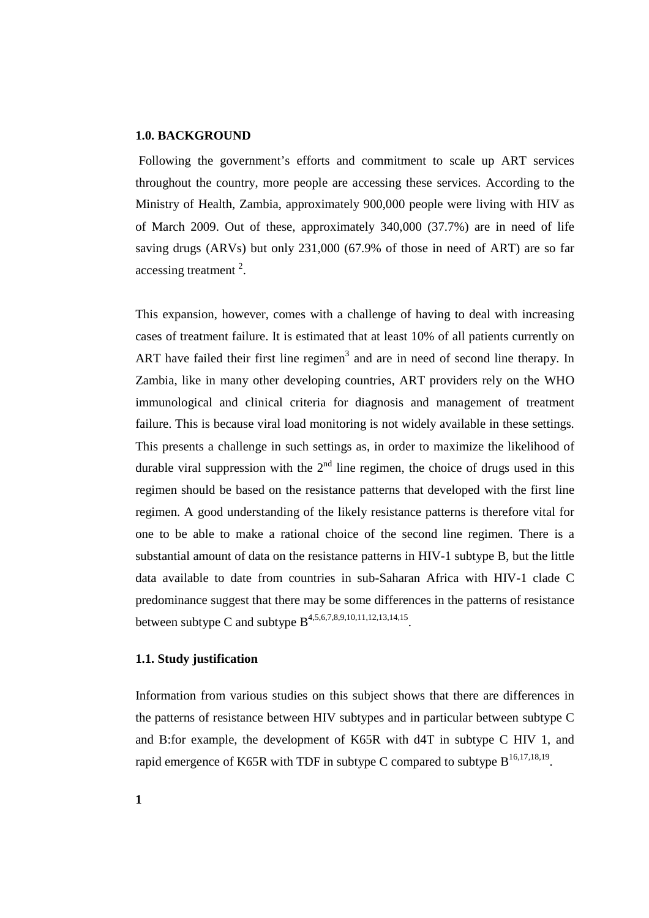## 1.0. BACKGROUND

Following the government's efforts and commitment to scale up ART services throughout the country, more people are accessing these services. According to the Ministry of Health, Zambia, approximately 900,000 people were living with HIV as of March 2009. Out of these, approximately 340,000 (37.7%) are in need of life saving drugs (ARVs) but only 231,000 (67.9% of those in need of ART) are so far accessing treatment [2].

This expansion, however, comes with a challenge of having to deal with increasing cases of treatment failure. It is estimated that at least 10% of all patients currently on ART have failed their first line regimen[3] and are in need of second line therapy. In Zambia, like in many other developing countries, ART providers rely on the WHO immunological and clinical criteria for diagnosis and management of treatment failure. This is because viral load monitoring is not widely available in these settings. This presents a challenge in such settings as, in order to maximize the likelihood of durable viral suppression with the 2$^{nd}$ line regimen, the choice of drugs used in this regimen should be based on the resistance patterns that developed with the first line regimen. A good understanding of the likely resistance patterns is therefore vital for one to be able to make a rational choice of the second line regimen. There is a substantial amount of data on the resistance patterns in HIV-1 subtype B, but the little data available to date from countries in sub-Saharan Africa with HIV-1 clade C predominance suggest that there may be some differences in the patterns of resistance between subtype C and subtype B[4,5,6,7,8,9,10,11,12,13,14,15].

### 1.1. Study justification

Information from various studies on this subject shows that there are differences in the patterns of resistance between HIV subtypes and in particular between subtype C and B:for example, the development of K65R with d4T in subtype C HIV 1, and rapid emergence of K65R with TDF in subtype C compared to subtype B[16,17,18,19].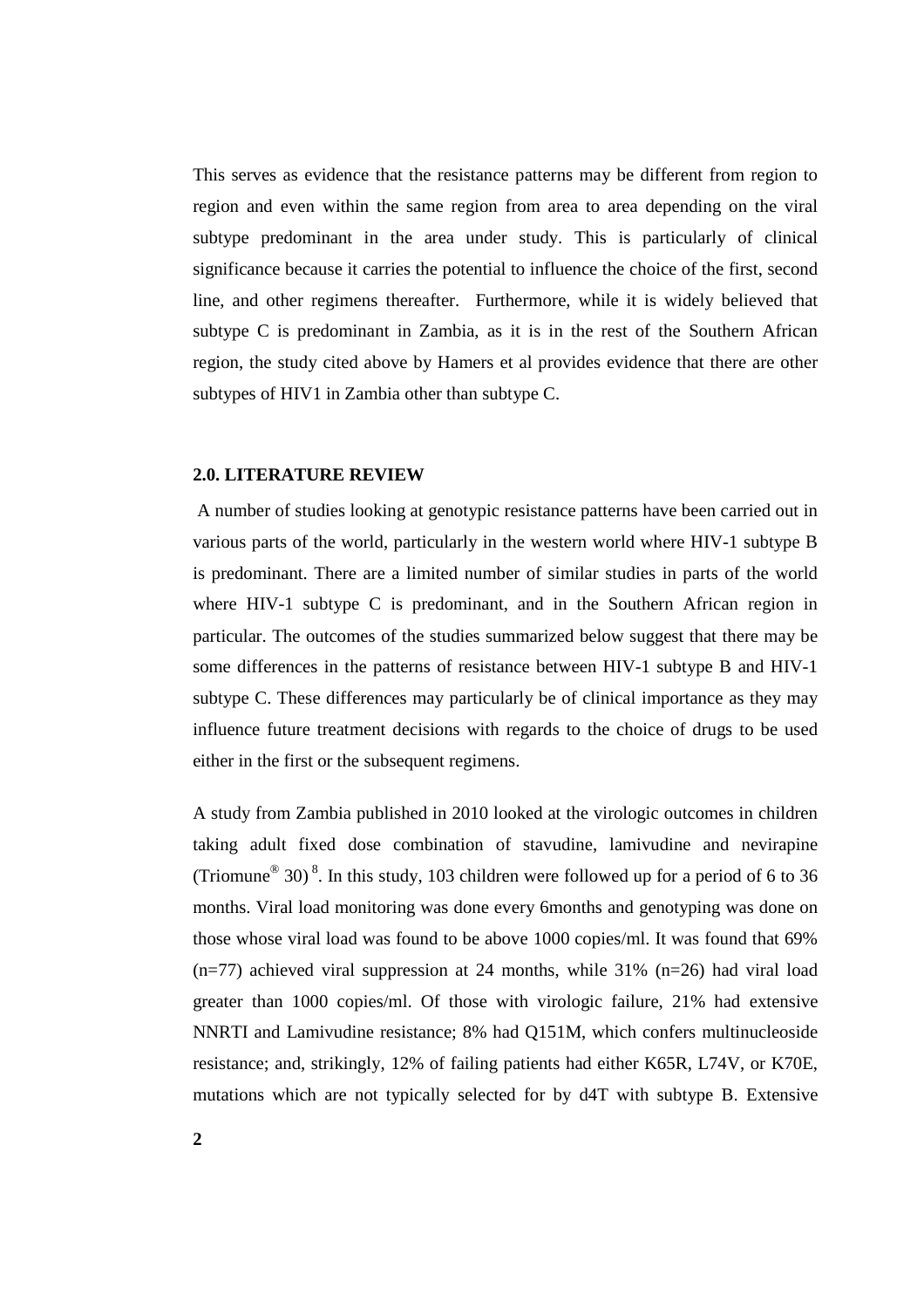This serves as evidence that the resistance patterns may be different from region to region and even within the same region from area to area depending on the viral subtype predominant in the area under study. This is particularly of clinical significance because it carries the potential to influence the choice of the first, second line, and other regimens thereafter. Furthermore, while it is widely believed that subtype C is predominant in Zambia, as it is in the rest of the Southern African region, the study cited above by Hamers et al provides evidence that there are other subtypes of HIV1 in Zambia other than subtype C.

## 2.0. LITERATURE REVIEW

A number of studies looking at genotypic resistance patterns have been carried out in various parts of the world, particularly in the western world where HIV-1 subtype B is predominant. There are a limited number of similar studies in parts of the world where HIV-1 subtype C is predominant, and in the Southern African region in particular. The outcomes of the studies summarized below suggest that there may be some differences in the patterns of resistance between HIV-1 subtype B and HIV-1 subtype C. These differences may particularly be of clinical importance as they may influence future treatment decisions with regards to the choice of drugs to be used either in the first or the subsequent regimens.

A study from Zambia published in 2010 looked at the virologic outcomes in children taking adult fixed dose combination of stavudine, lamivudine and nevirapine (Triomune® 30) [8]. In this study, 103 children were followed up for a period of 6 to 36 months. Viral load monitoring was done every 6months and genotyping was done on those whose viral load was found to be above 1000 copies/ml. It was found that 69% (n=77) achieved viral suppression at 24 months, while 31% (n=26) had viral load greater than 1000 copies/ml. Of those with virologic failure, 21% had extensive NNRTI and Lamivudine resistance; 8% had Q151M, which confers multinucleoside resistance; and, strikingly, 12% of failing patients had either K65R, L74V, or K70E, mutations which are not typically selected for by d4T with subtype B. Extensive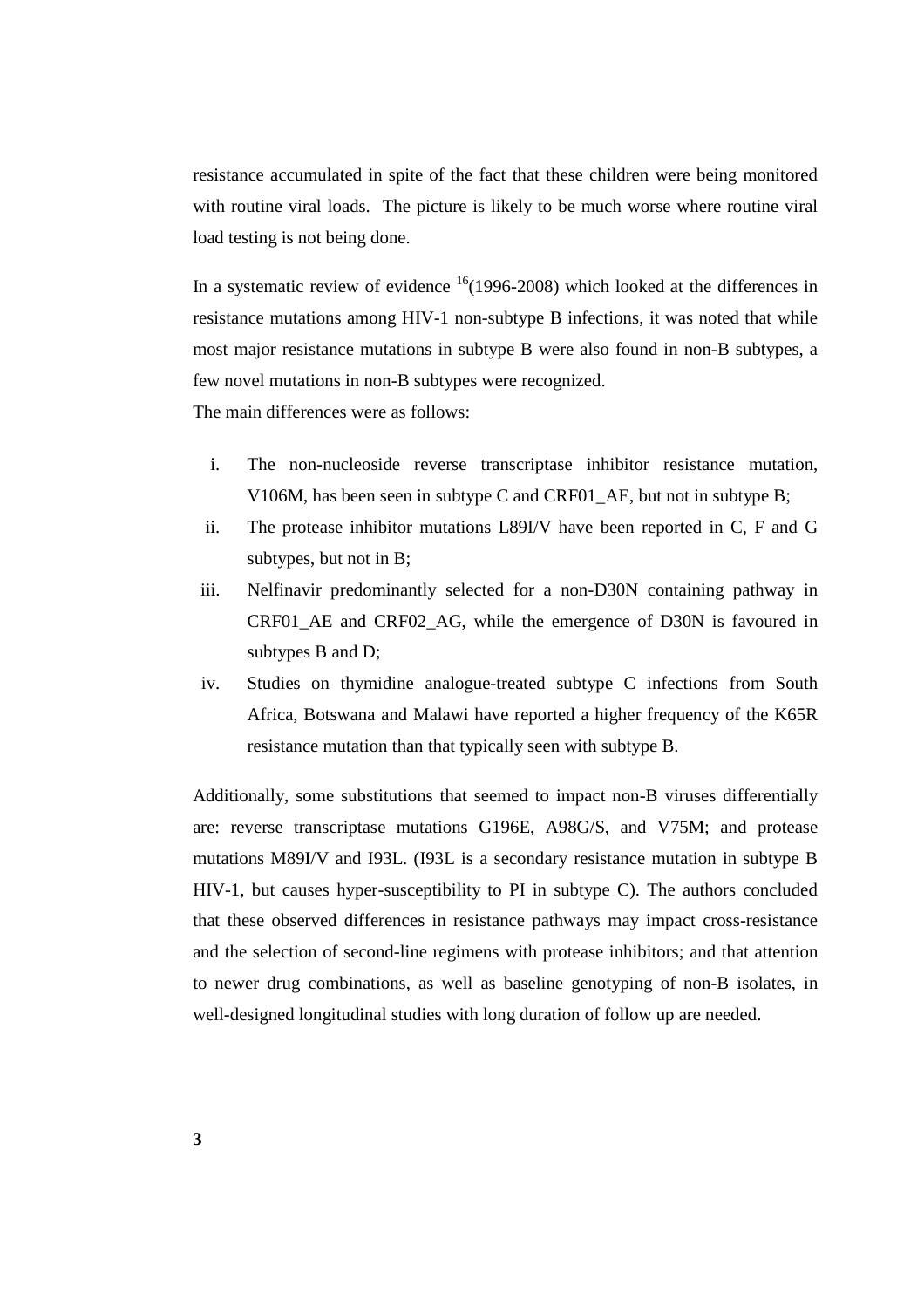resistance accumulated in spite of the fact that these children were being monitored with routine viral loads. The picture is likely to be much worse where routine viral load testing is not being done.

In a systematic review of evidence [16](1996-2008) which looked at the differences in resistance mutations among HIV-1 non-subtype B infections, it was noted that while most major resistance mutations in subtype B were also found in non-B subtypes, a few novel mutations in non-B subtypes were recognized.

The main differences were as follows:

i. The non-nucleoside reverse transcriptase inhibitor resistance mutation, V106M, has been seen in subtype C and CRF01_AE, but not in subtype B;
ii. The protease inhibitor mutations L89I/V have been reported in C, F and G subtypes, but not in B;
iii. Nelfinavir predominantly selected for a non-D30N containing pathway in CRF01_AE and CRF02_AG, while the emergence of D30N is favoured in subtypes B and D;
iv. Studies on thymidine analogue-treated subtype C infections from South Africa, Botswana and Malawi have reported a higher frequency of the K65R resistance mutation than that typically seen with subtype B.

Additionally, some substitutions that seemed to impact non-B viruses differentially are: reverse transcriptase mutations G196E, A98G/S, and V75M; and protease mutations M89I/V and I93L. (I93L is a secondary resistance mutation in subtype B HIV-1, but causes hyper-susceptibility to PI in subtype C). The authors concluded that these observed differences in resistance pathways may impact cross-resistance and the selection of second-line regimens with protease inhibitors; and that attention to newer drug combinations, as well as baseline genotyping of non-B isolates, in well-designed longitudinal studies with long duration of follow up are needed.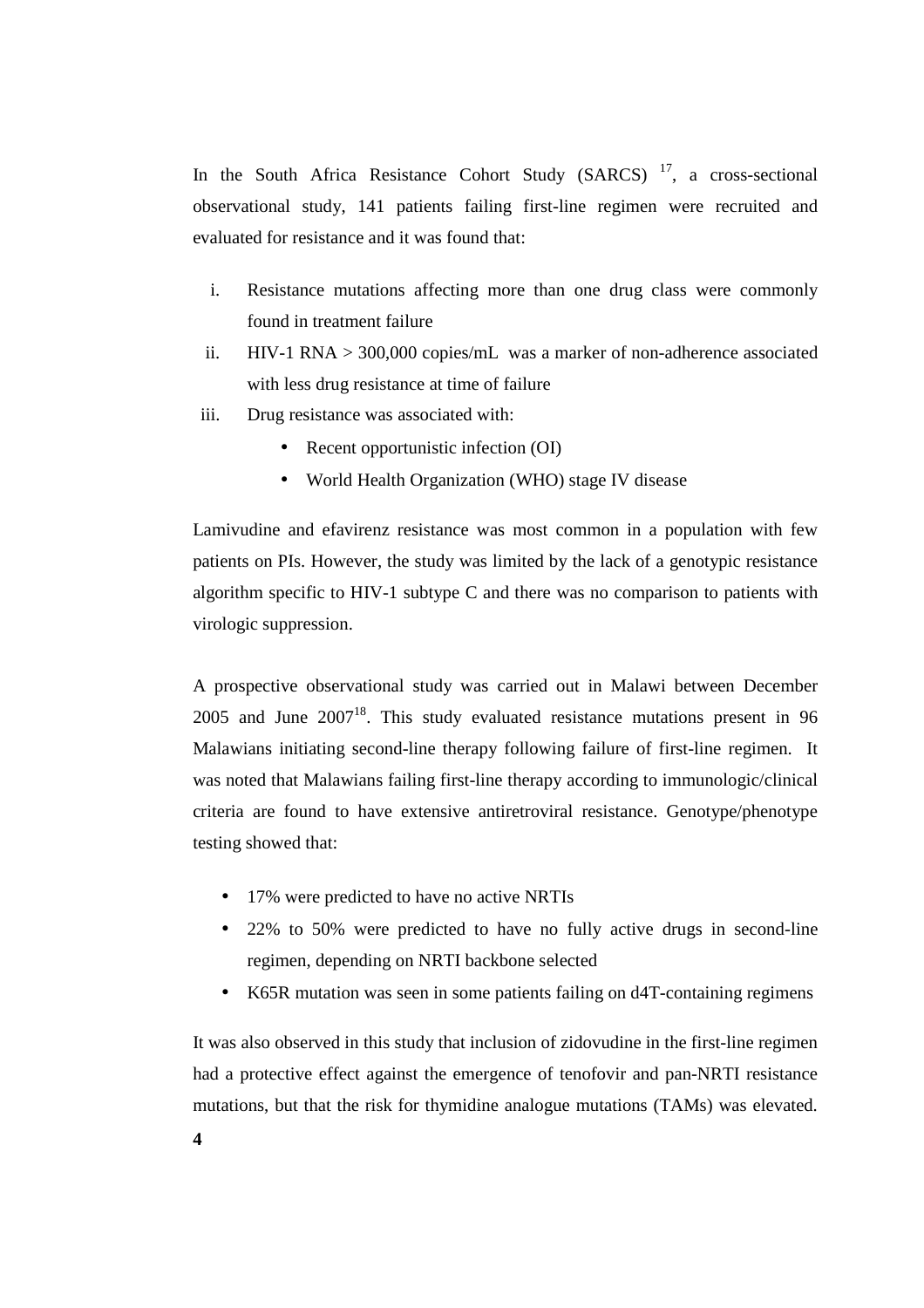In the South Africa Resistance Cohort Study (SARCS) [17], a cross-sectional observational study, 141 patients failing first-line regimen were recruited and evaluated for resistance and it was found that:

i. Resistance mutations affecting more than one drug class were commonly found in treatment failure
ii. HIV-1 RNA > 300,000 copies/mL was a marker of non-adherence associated with less drug resistance at time of failure
iii. Drug resistance was associated with:
    - Recent opportunistic infection (OI)
    - World Health Organization (WHO) stage IV disease

Lamivudine and efavirenz resistance was most common in a population with few patients on PIs. However, the study was limited by the lack of a genotypic resistance algorithm specific to HIV-1 subtype C and there was no comparison to patients with virologic suppression.

A prospective observational study was carried out in Malawi between December 2005 and June 2007[18]. This study evaluated resistance mutations present in 96 Malawians initiating second-line therapy following failure of first-line regimen. It was noted that Malawians failing first-line therapy according to immunologic/clinical criteria are found to have extensive antiretroviral resistance. Genotype/phenotype testing showed that:

- 17% were predicted to have no active NRTIs
- 22% to 50% were predicted to have no fully active drugs in second-line regimen, depending on NRTI backbone selected
- K65R mutation was seen in some patients failing on d4T-containing regimens

It was also observed in this study that inclusion of zidovudine in the first-line regimen had a protective effect against the emergence of tenofovir and pan-NRTI resistance mutations, but that the risk for thymidine analogue mutations (TAMs) was elevated.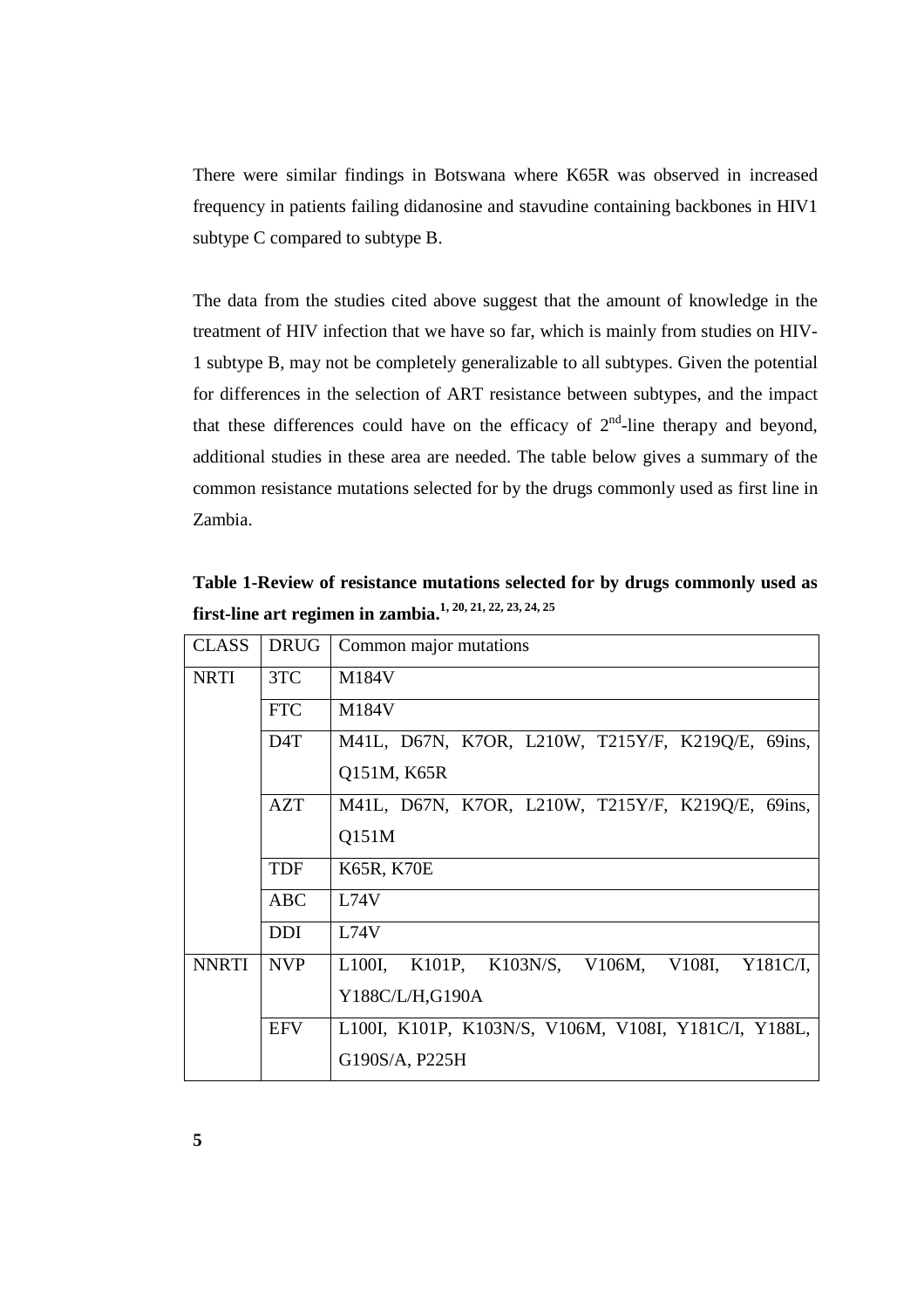There were similar findings in Botswana where K65R was observed in increased frequency in patients failing didanosine and stavudine containing backbones in HIV1 subtype C compared to subtype B.

The data from the studies cited above suggest that the amount of knowledge in the treatment of HIV infection that we have so far, which is mainly from studies on HIV-1 subtype B, may not be completely generalizable to all subtypes. Given the potential for differences in the selection of ART resistance between subtypes, and the impact that these differences could have on the efficacy of $2^{nd}$-line therapy and beyond, additional studies in these area are needed. The table below gives a summary of the common resistance mutations selected for by the drugs commonly used as first line in Zambia.

**Table 1-Review of resistance mutations selected for by drugs commonly used as first-line art regimen in zambia.**[1, 20, 21, 22, 23, 24, 25]

| CLASS | DRUG | Common major mutations |
|---|---|---|
| NRTI | 3TC | M184V |
| | FTC | M184V |
| | D4T | M41L, D67N, K7OR, L210W, T215Y/F, K219Q/E, 69ins, Q151M, K65R |
| | AZT | M41L, D67N, K7OR, L210W, T215Y/F, K219Q/E, 69ins, Q151M |
| | TDF | K65R, K70E |
| | ABC | L74V |
| | DDI | L74V |
| NNRTI | NVP | L100I, K101P, K103N/S, V106M, V108I, Y181C/I, Y188C/L/H,G190A |
| | EFV | L100I, K101P, K103N/S, V106M, V108I, Y181C/I, Y188L, G190S/A, P225H |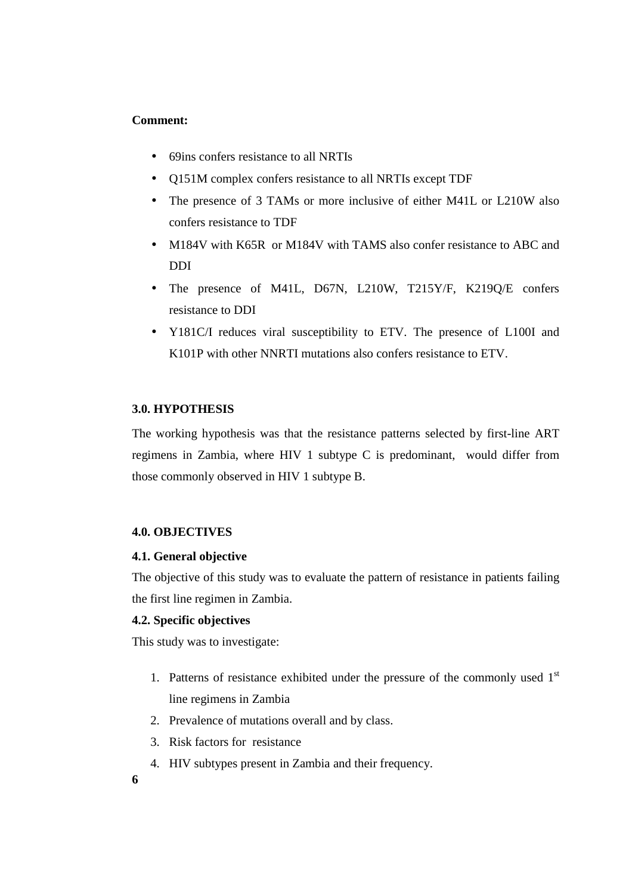**Comment:**

- 69ins confers resistance to all NRTIs
- Q151M complex confers resistance to all NRTIs except TDF
- The presence of 3 TAMs or more inclusive of either M41L or L210W also confers resistance to TDF
- M184V with K65R or M184V with TAMS also confer resistance to ABC and DDI
- The presence of M41L, D67N, L210W, T215Y/F, K219Q/E confers resistance to DDI
- Y181C/I reduces viral susceptibility to ETV. The presence of L100I and K101P with other NNRTI mutations also confers resistance to ETV.

## 3.0. HYPOTHESIS

The working hypothesis was that the resistance patterns selected by first-line ART regimens in Zambia, where HIV 1 subtype C is predominant, would differ from those commonly observed in HIV 1 subtype B.

## 4.0. OBJECTIVES

### 4.1. General objective

The objective of this study was to evaluate the pattern of resistance in patients failing the first line regimen in Zambia.

### 4.2. Specific objectives

This study was to investigate:

1. Patterns of resistance exhibited under the pressure of the commonly used 1st line regimens in Zambia
2. Prevalence of mutations overall and by class.
3. Risk factors for resistance
4. HIV subtypes present in Zambia and their frequency.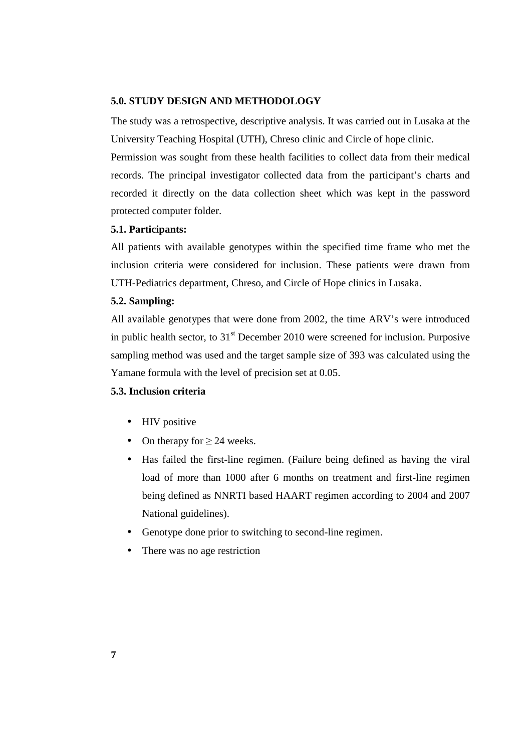## 5.0. STUDY DESIGN AND METHODOLOGY

The study was a retrospective, descriptive analysis. It was carried out in Lusaka at the University Teaching Hospital (UTH), Chreso clinic and Circle of hope clinic.

Permission was sought from these health facilities to collect data from their medical records. The principal investigator collected data from the participant's charts and recorded it directly on the data collection sheet which was kept in the password protected computer folder.

### 5.1. Participants:

All patients with available genotypes within the specified time frame who met the inclusion criteria were considered for inclusion. These patients were drawn from UTH-Pediatrics department, Chreso, and Circle of Hope clinics in Lusaka.

### 5.2. Sampling:

All available genotypes that were done from 2002, the time ARV's were introduced in public health sector, to 31st December 2010 were screened for inclusion. Purposive sampling method was used and the target sample size of 393 was calculated using the Yamane formula with the level of precision set at 0.05.

### 5.3. Inclusion criteria

- HIV positive
- On therapy for $\geq$ 24 weeks.
- Has failed the first-line regimen. (Failure being defined as having the viral load of more than 1000 after 6 months on treatment and first-line regimen being defined as NNRTI based HAART regimen according to 2004 and 2007 National guidelines).
- Genotype done prior to switching to second-line regimen.
- There was no age restriction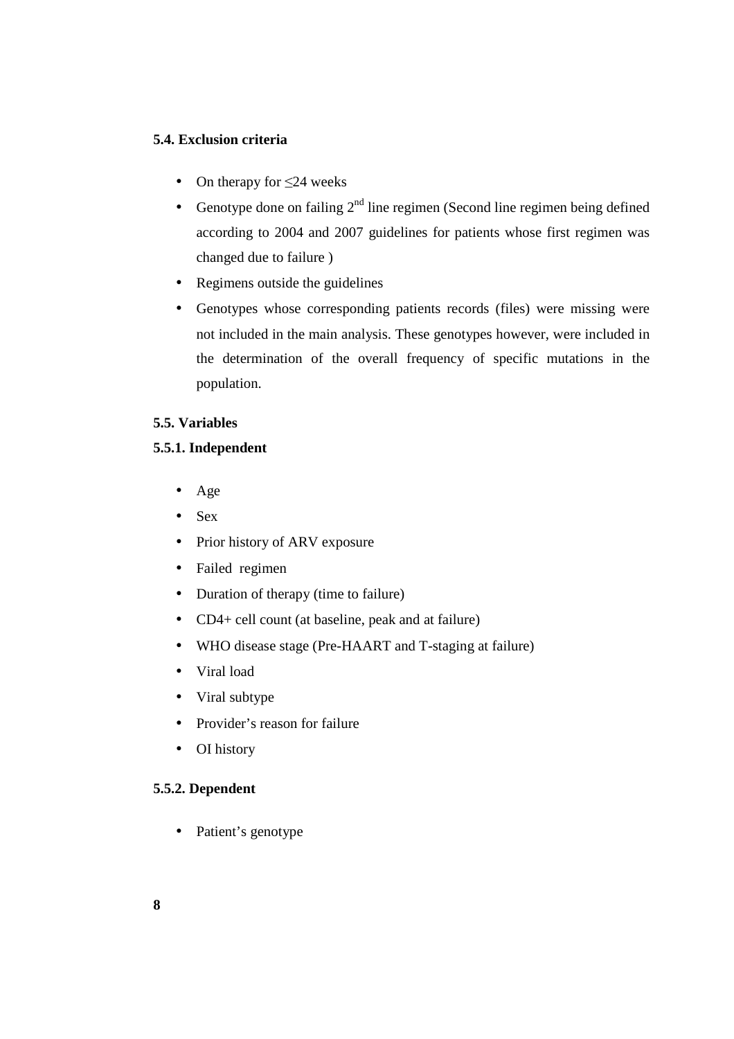### 5.4. Exclusion criteria

- On therapy for ≤24 weeks
- Genotype done on failing 2nd line regimen (Second line regimen being defined according to 2004 and 2007 guidelines for patients whose first regimen was changed due to failure )
- Regimens outside the guidelines
- Genotypes whose corresponding patients records (files) were missing were not included in the main analysis. These genotypes however, were included in the determination of the overall frequency of specific mutations in the population.

### 5.5. Variables

#### 5.5.1. Independent

- Age
- Sex
- Prior history of ARV exposure
- Failed regimen
- Duration of therapy (time to failure)
- CD4+ cell count (at baseline, peak and at failure)
- WHO disease stage (Pre-HAART and T-staging at failure)
- Viral load
- Viral subtype
- Provider's reason for failure
- OI history

#### 5.5.2. Dependent

- Patient's genotype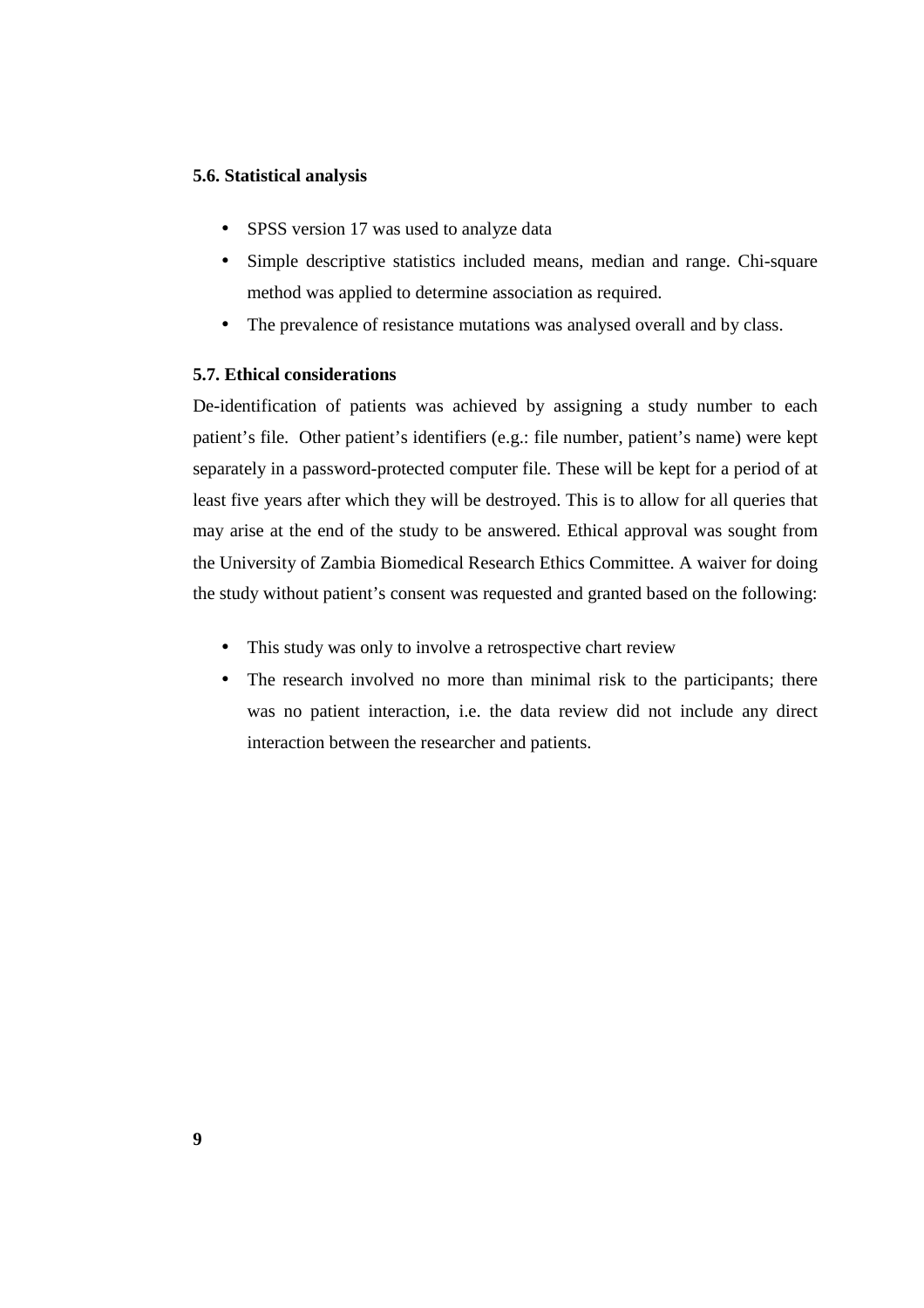**5.6. Statistical analysis**

- SPSS version 17 was used to analyze data
- Simple descriptive statistics included means, median and range. Chi-square method was applied to determine association as required.
- The prevalence of resistance mutations was analysed overall and by class.

**5.7. Ethical considerations**

De-identification of patients was achieved by assigning a study number to each patient's file. Other patient's identifiers (e.g.: file number, patient's name) were kept separately in a password-protected computer file. These will be kept for a period of at least five years after which they will be destroyed. This is to allow for all queries that may arise at the end of the study to be answered. Ethical approval was sought from the University of Zambia Biomedical Research Ethics Committee. A waiver for doing the study without patient's consent was requested and granted based on the following:

- This study was only to involve a retrospective chart review
- The research involved no more than minimal risk to the participants; there was no patient interaction, i.e. the data review did not include any direct interaction between the researcher and patients.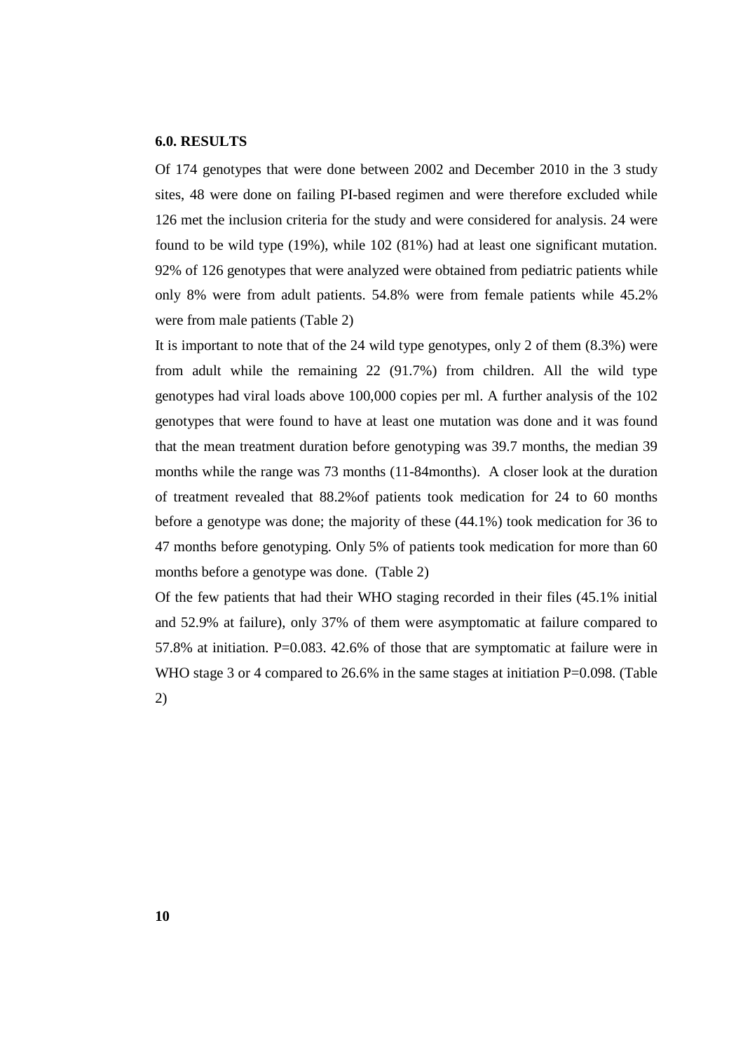### 6.0. RESULTS

Of 174 genotypes that were done between 2002 and December 2010 in the 3 study sites, 48 were done on failing PI-based regimen and were therefore excluded while 126 met the inclusion criteria for the study and were considered for analysis. 24 were found to be wild type (19%), while 102 (81%) had at least one significant mutation. 92% of 126 genotypes that were analyzed were obtained from pediatric patients while only 8% were from adult patients. 54.8% were from female patients while 45.2% were from male patients (Table 2)

It is important to note that of the 24 wild type genotypes, only 2 of them (8.3%) were from adult while the remaining 22 (91.7%) from children. All the wild type genotypes had viral loads above 100,000 copies per ml. A further analysis of the 102 genotypes that were found to have at least one mutation was done and it was found that the mean treatment duration before genotyping was 39.7 months, the median 39 months while the range was 73 months (11-84months). A closer look at the duration of treatment revealed that 88.2%of patients took medication for 24 to 60 months before a genotype was done; the majority of these (44.1%) took medication for 36 to 47 months before genotyping. Only 5% of patients took medication for more than 60 months before a genotype was done. (Table 2)

Of the few patients that had their WHO staging recorded in their files (45.1% initial and 52.9% at failure), only 37% of them were asymptomatic at failure compared to 57.8% at initiation. P=0.083. 42.6% of those that are symptomatic at failure were in WHO stage 3 or 4 compared to 26.6% in the same stages at initiation P=0.098. (Table 2)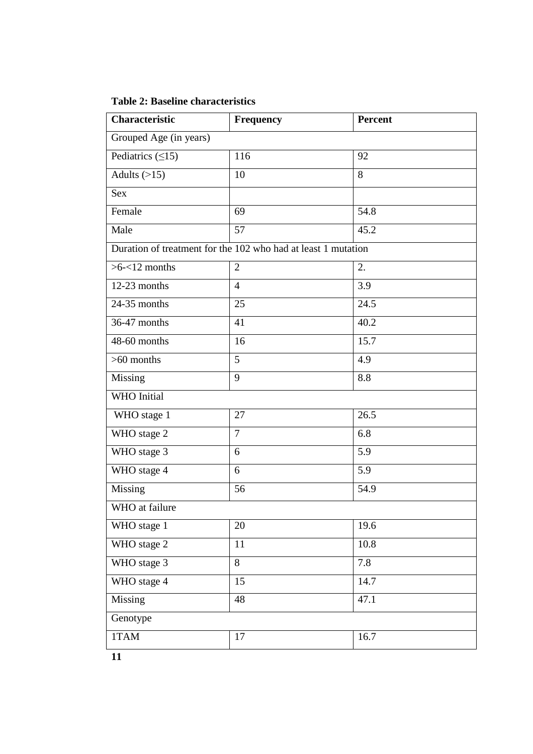**Table 2: Baseline characteristics**

| Characteristic | Frequency | Percent |
|---|---|---|
| Grouped Age (in years) | | |
| Pediatrics (≤15) | 116 | 92 |
| Adults (>15) | 10 | 8 |
| Sex | | |
| Female | 69 | 54.8 |
| Male | 57 | 45.2 |
| Duration of treatment for the 102 who had at least 1 mutation | | |
| >6-<12 months | 2 | 2. |
| 12-23 months | 4 | 3.9 |
| 24-35 months | 25 | 24.5 |
| 36-47 months | 41 | 40.2 |
| 48-60 months | 16 | 15.7 |
| >60 months | 5 | 4.9 |
| Missing | 9 | 8.8 |
| WHO Initial | | |
| WHO stage 1 | 27 | 26.5 |
| WHO stage 2 | 7 | 6.8 |
| WHO stage 3 | 6 | 5.9 |
| WHO stage 4 | 6 | 5.9 |
| Missing | 56 | 54.9 |
| WHO at failure | | |
| WHO stage 1 | 20 | 19.6 |
| WHO stage 2 | 11 | 10.8 |
| WHO stage 3 | 8 | 7.8 |
| WHO stage 4 | 15 | 14.7 |
| Missing | 48 | 47.1 |
| Genotype | | |
| 1TAM | 17 | 16.7 |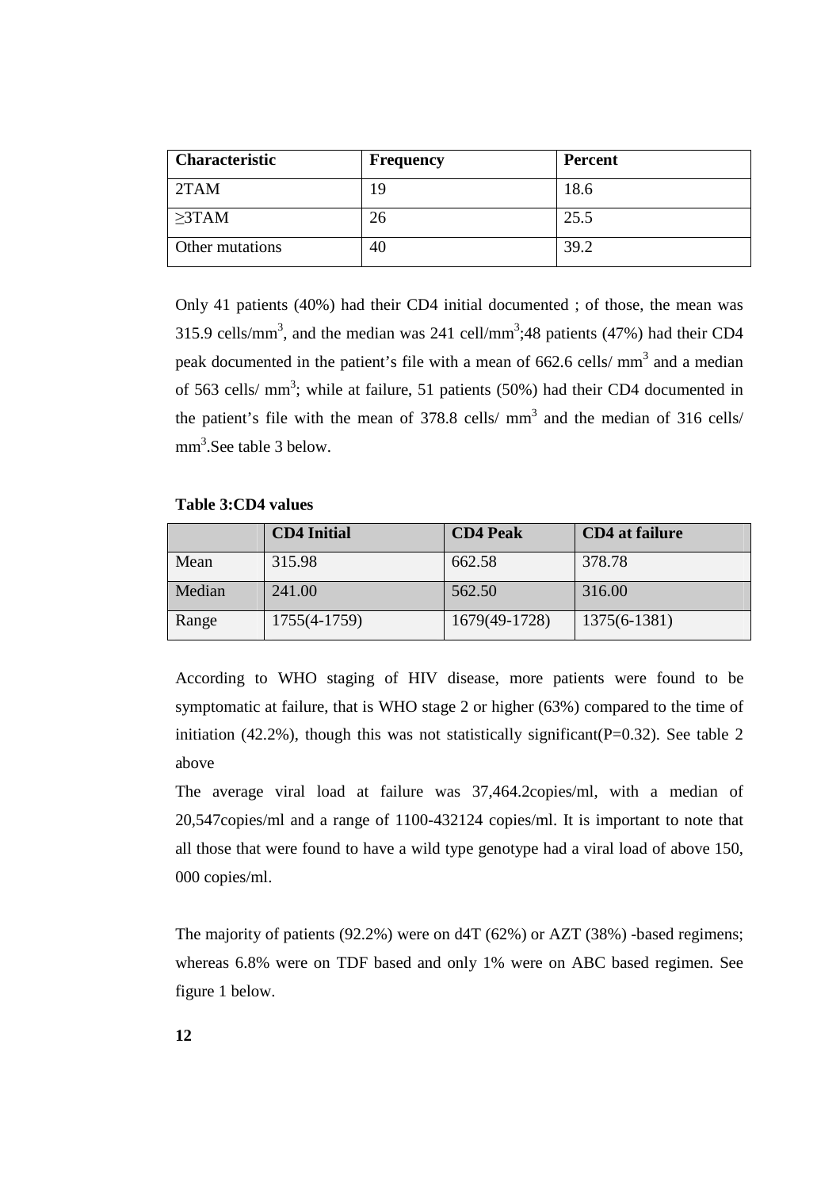| Characteristic | Frequency | Percent |
|---|---|---|
| 2TAM | 19 | 18.6 |
| ≥3TAM | 26 | 25.5 |
| Other mutations | 40 | 39.2 |

Only 41 patients (40%) had their CD4 initial documented ; of those, the mean was 315.9 cells/mm$^3$, and the median was 241 cell/mm$^3$;48 patients (47%) had their CD4 peak documented in the patient's file with a mean of 662.6 cells/ mm$^3$ and a median of 563 cells/ mm$^3$; while at failure, 51 patients (50%) had their CD4 documented in the patient's file with the mean of 378.8 cells/ mm$^3$ and the median of 316 cells/ mm$^3$.See table 3 below.

**Table 3:CD4 values**

| | CD4 Initial | CD4 Peak | CD4 at failure |
|---|---|---|---|
| Mean | 315.98 | 662.58 | 378.78 |
| Median | 241.00 | 562.50 | 316.00 |
| Range | 1755(4-1759) | 1679(49-1728) | 1375(6-1381) |

According to WHO staging of HIV disease, more patients were found to be symptomatic at failure, that is WHO stage 2 or higher (63%) compared to the time of initiation (42.2%), though this was not statistically significant(P=0.32). See table 2 above

The average viral load at failure was 37,464.2copies/ml, with a median of 20,547copies/ml and a range of 1100-432124 copies/ml. It is important to note that all those that were found to have a wild type genotype had a viral load of above 150, 000 copies/ml.

The majority of patients (92.2%) were on d4T (62%) or AZT (38%) -based regimens; whereas 6.8% were on TDF based and only 1% were on ABC based regimen. See figure 1 below.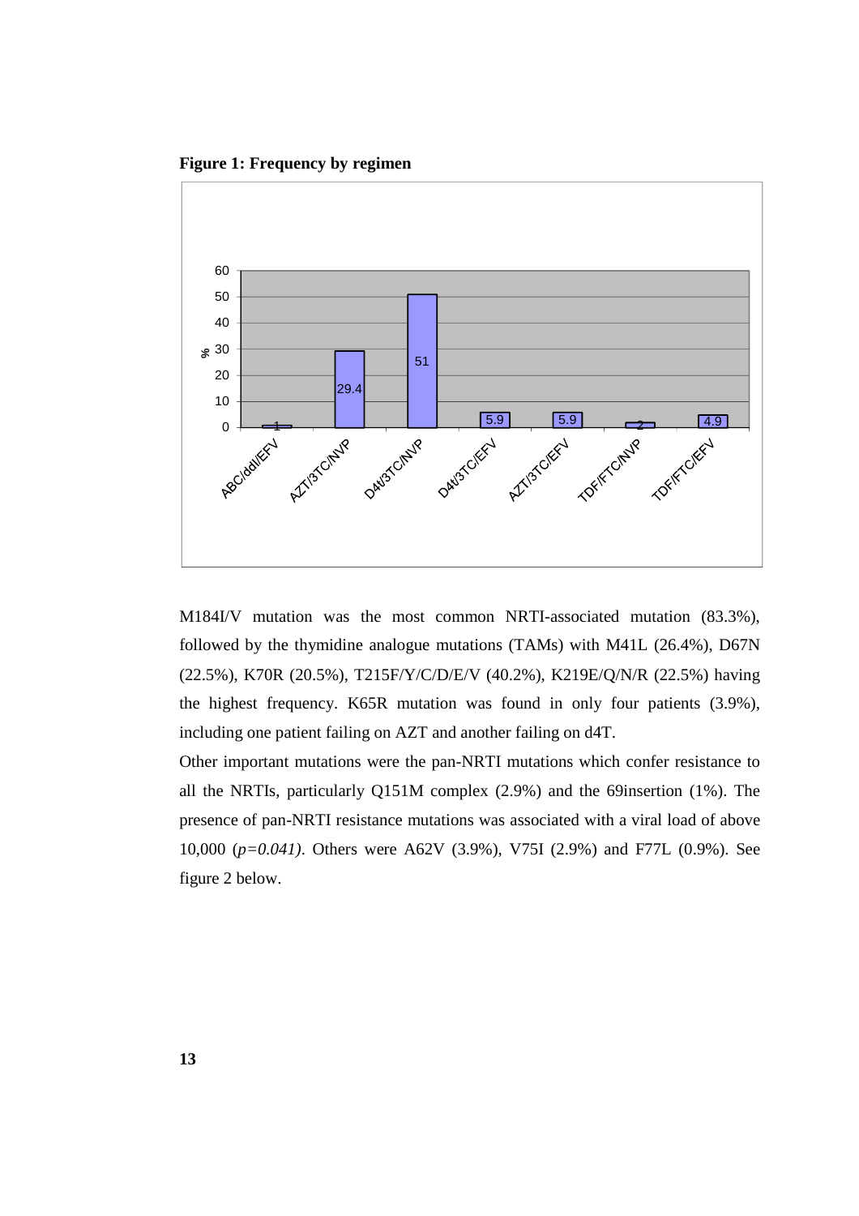**Figure 1: Frequency by regimen**

| Regimen | % |
|---|---|
| ABC/ddI/EFV | 1 |
| AZT/3TC/NVP | 29.4 |
| D4t/3TC/NVP | 51 |
| D4t/3TC/EFV | 5.9 |
| AZT/3TC/EFV | 5.9 |
| TDF/FTC/NVP | 2 |
| TDF/FTC/EFV | 4.9 |

M184I/V mutation was the most common NRTI-associated mutation (83.3%), followed by the thymidine analogue mutations (TAMs) with M41L (26.4%), D67N (22.5%), K70R (20.5%), T215F/Y/C/D/E/V (40.2%), K219E/Q/N/R (22.5%) having the highest frequency. K65R mutation was found in only four patients (3.9%), including one patient failing on AZT and another failing on d4T.

Other important mutations were the pan-NRTI mutations which confer resistance to all the NRTIs, particularly Q151M complex (2.9%) and the 69insertion (1%). The presence of pan-NRTI resistance mutations was associated with a viral load of above 10,000 (*p=0.041*). Others were A62V (3.9%), V75I (2.9%) and F77L (0.9%). See figure 2 below.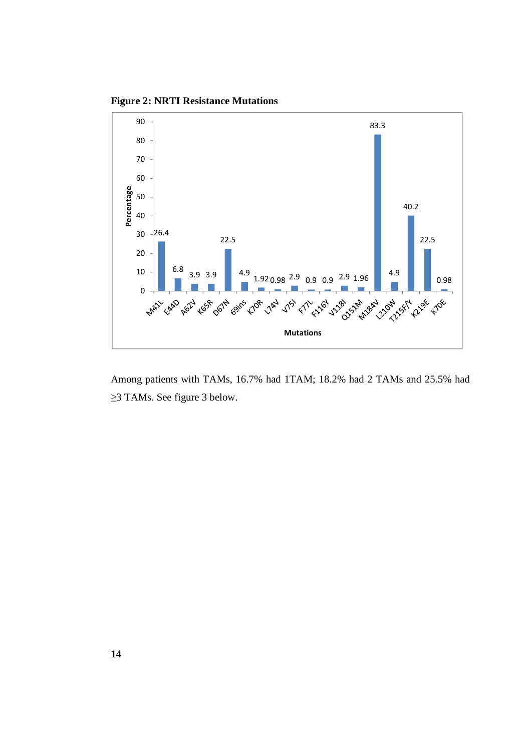**Figure 2: NRTI Resistance Mutations**

| Mutations | Percentage |
|---|---|
| M41L | 26.4 |
| E44D | 6.8 |
| A62V | 3.9 |
| K65R | 3.9 |
| D67N | 22.5 |
| 69ins | 4.9 |
| K70R | 1.92 |
| L74V | 0.98 |
| V75I | 2.9 |
| F77L | 0.9 |
| F116Y | 0.9 |
| V118I | 2.9 |
| Q151M | 1.96 |
| M184V | 83.3 |
| L210W | 4.9 |
| T215F/Y | 40.2 |
| K219E | 22.5 |
| K70E | 0.98 |

Among patients with TAMs, 16.7% had 1TAM; 18.2% had 2 TAMs and 25.5% had ≥3 TAMs. See figure 3 below.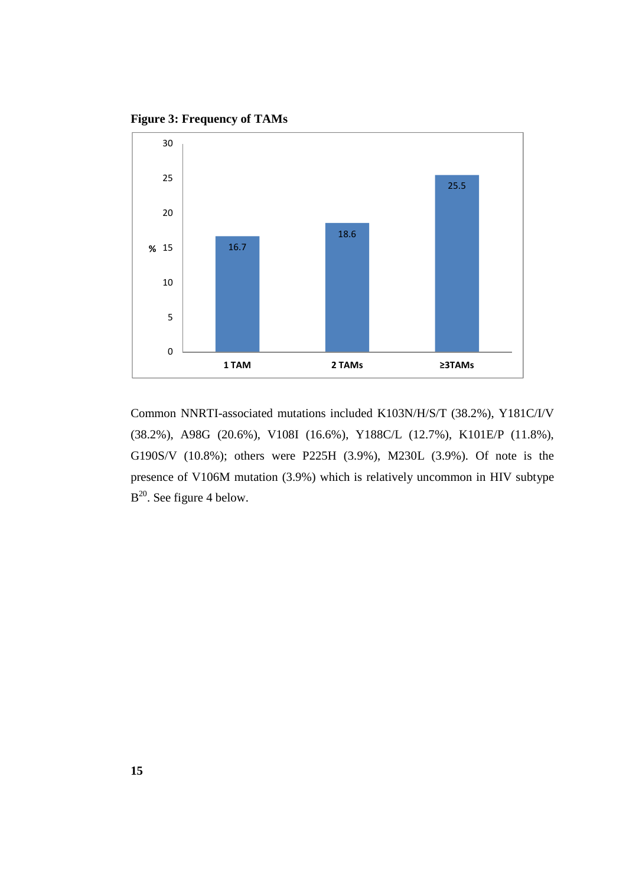**Figure 3: Frequency of TAMs**

Common NNRTI-associated mutations included K103N/H/S/T (38.2%), Y181C/I/V (38.2%), A98G (20.6%), V108I (16.6%), Y188C/L (12.7%), K101E/P (11.8%), G190S/V (10.8%); others were P225H (3.9%), M230L (3.9%). Of note is the presence of V106M mutation (3.9%) which is relatively uncommon in HIV subtype B[20]. See figure 4 below.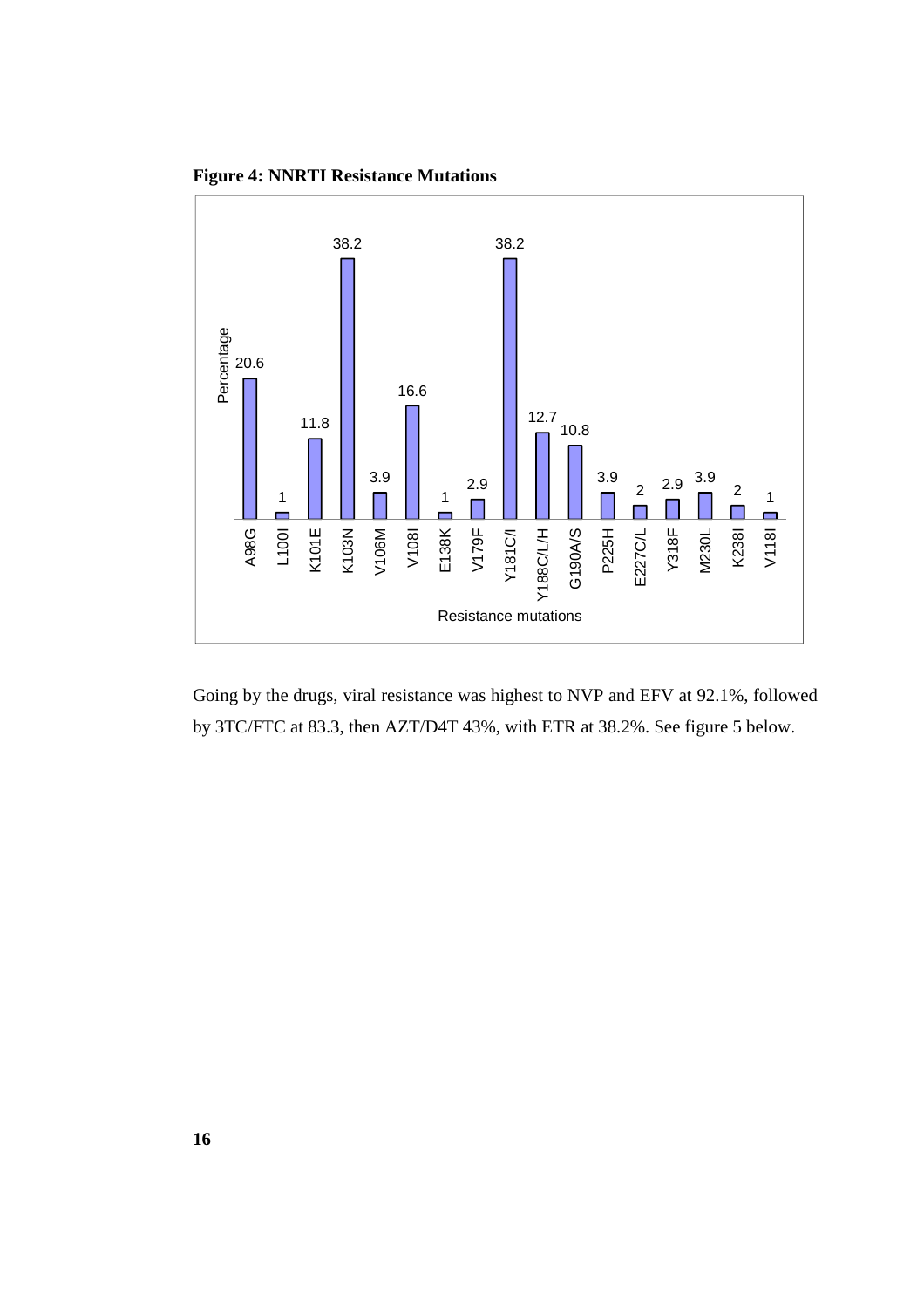**Figure 4: NNRTI Resistance Mutations**

| Resistance mutations | Percentage |
|---|---|
| A98G | 20.6 |
| L100I | 1 |
| K101E | 11.8 |
| K103N | 38.2 |
| V106M | 3.9 |
| V108I | 16.6 |
| E138K | 1 |
| V179F | 2.9 |
| Y181C/I | 38.2 |
| Y188C/L/H | 12.7 |
| G190A/S | 10.8 |
| P225H | 3.9 |
| E227C/L | 2 |
| Y318F | 2.9 |
| M230L | 3.9 |
| K238I | 2 |
| V118I | 1 |

Going by the drugs, viral resistance was highest to NVP and EFV at 92.1%, followed by 3TC/FTC at 83.3, then AZT/D4T 43%, with ETR at 38.2%. See figure 5 below.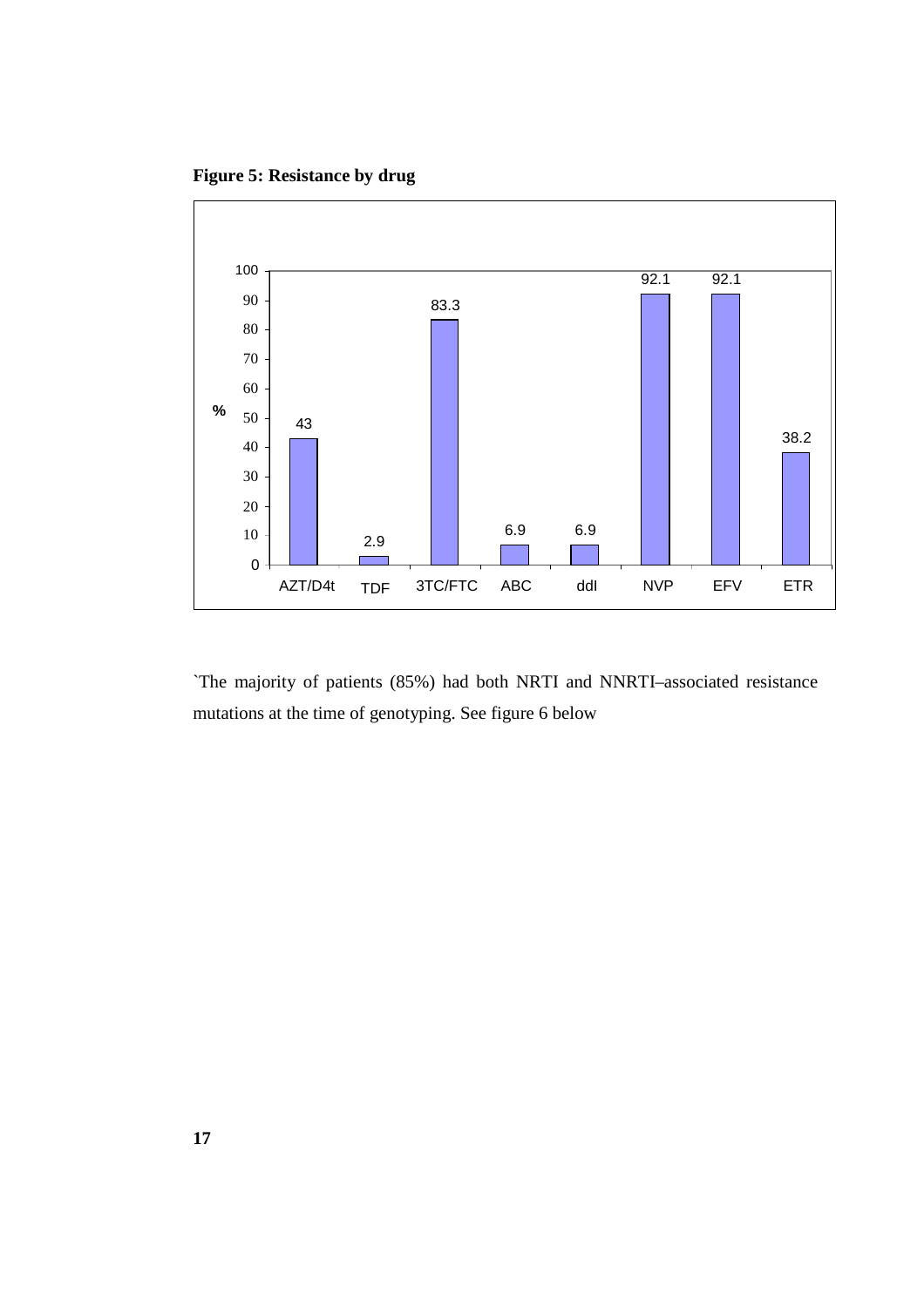**Figure 5: Resistance by drug**

| Drug | % |
|---|---|
| AZT/D4t | 43 |
| TDF | 2.9 |
| 3TC/FTC | 83.3 |
| ABC | 6.9 |
| ddI | 6.9 |
| NVP | 92.1 |
| EFV | 92.1 |
| ETR | 38.2 |

`The majority of patients (85%) had both NRTI and NNRTI–associated resistance mutations at the time of genotyping. See figure 6 below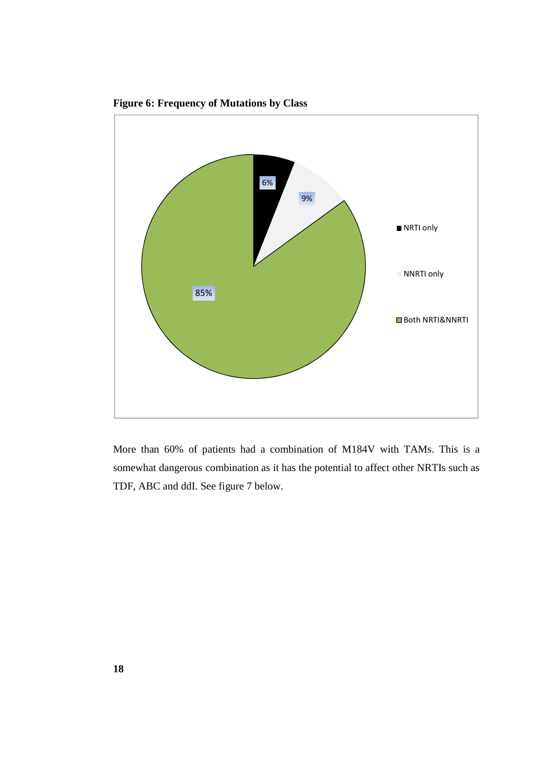**Figure 6: Frequency of Mutations by Class**

More than 60% of patients had a combination of M184V with TAMs. This is a somewhat dangerous combination as it has the potential to affect other NRTIs such as TDF, ABC and ddI. See figure 7 below.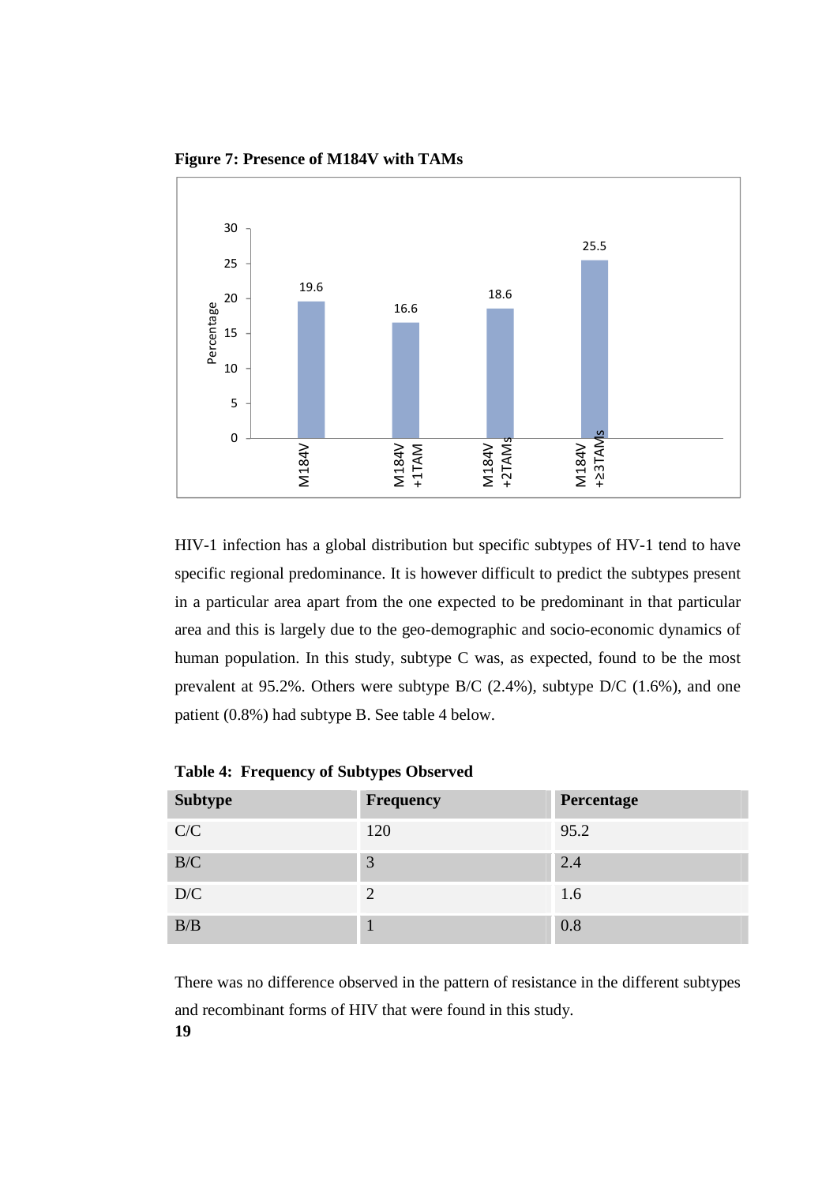**Figure 7: Presence of M184V with TAMs**

HIV-1 infection has a global distribution but specific subtypes of HV-1 tend to have specific regional predominance. It is however difficult to predict the subtypes present in a particular area apart from the one expected to be predominant in that particular area and this is largely due to the geo-demographic and socio-economic dynamics of human population. In this study, subtype C was, as expected, found to be the most prevalent at 95.2%. Others were subtype B/C (2.4%), subtype D/C (1.6%), and one patient (0.8%) had subtype B. See table 4 below.

**Table 4: Frequency of Subtypes Observed**

| Subtype | Frequency | Percentage |
|---|---|---|
| C/C | 120 | 95.2 |
| B/C | 3 | 2.4 |
| D/C | 2 | 1.6 |
| B/B | 1 | 0.8 |

There was no difference observed in the pattern of resistance in the different subtypes and recombinant forms of HIV that were found in this study.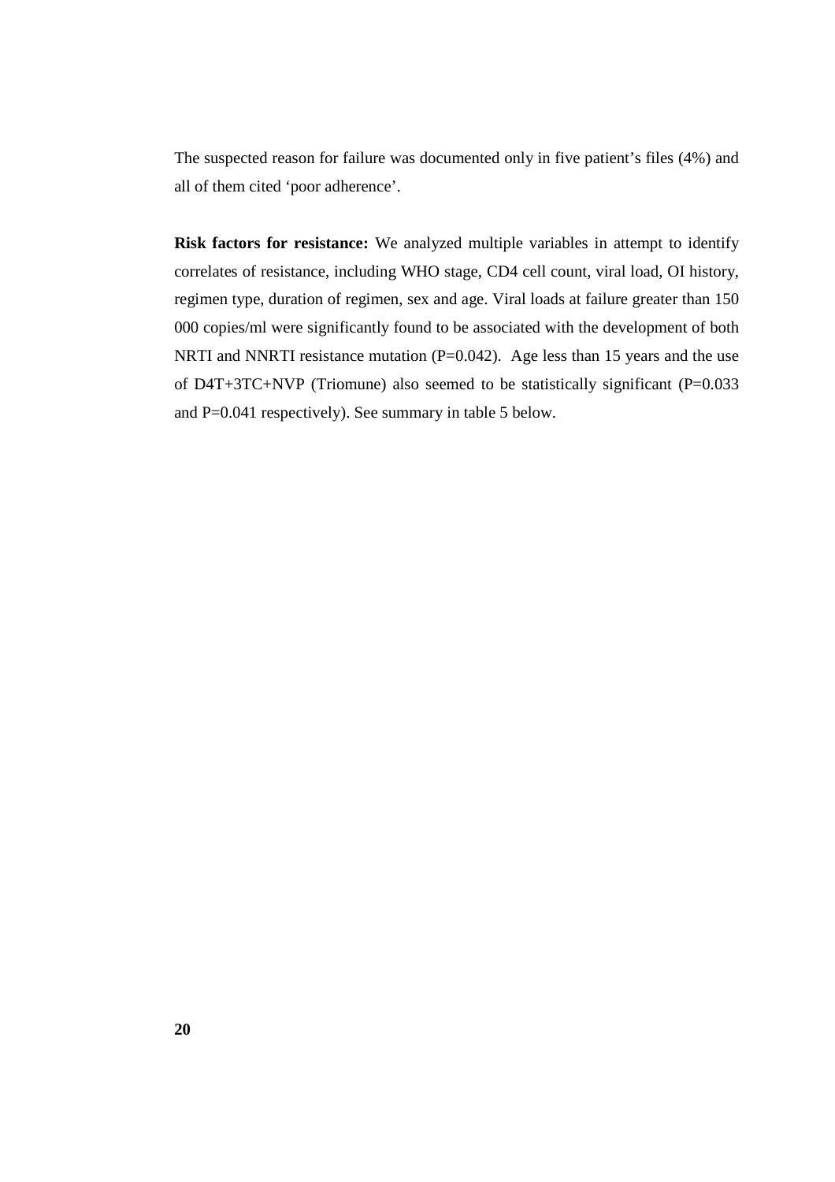The suspected reason for failure was documented only in five patient's files (4%) and all of them cited 'poor adherence'.

**Risk factors for resistance:** We analyzed multiple variables in attempt to identify correlates of resistance, including WHO stage, CD4 cell count, viral load, OI history, regimen type, duration of regimen, sex and age. Viral loads at failure greater than 150 000 copies/ml were significantly found to be associated with the development of both NRTI and NNRTI resistance mutation (P=0.042). Age less than 15 years and the use of D4T+3TC+NVP (Triomune) also seemed to be statistically significant (P=0.033 and P=0.041 respectively). See summary in table 5 below.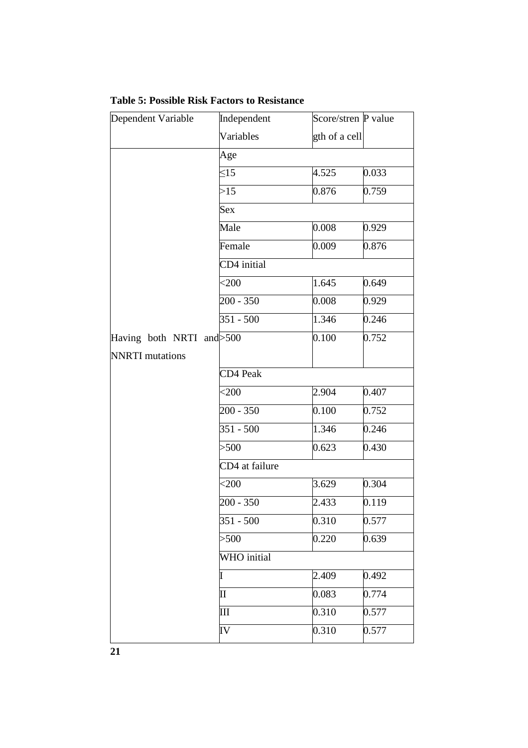**Table 5: Possible Risk Factors to Resistance**

| Dependent Variable | Independent Variables | Score/strength of a cell | P value |
|---|---|---|---|
| | Age | | |
| | ≤15 | 4.525 | 0.033 |
| | >15 | 0.876 | 0.759 |
| | Sex | | |
| | Male | 0.008 | 0.929 |
| | Female | 0.009 | 0.876 |
| | CD4 initial | | |
| | <200 | 1.645 | 0.649 |
| | 200 - 350 | 0.008 | 0.929 |
| | 351 - 500 | 1.346 | 0.246 |
| Having both NRTI and NNRTI mutations | >500 | 0.100 | 0.752 |
| | CD4 Peak | | |
| | <200 | 2.904 | 0.407 |
| | 200 - 350 | 0.100 | 0.752 |
| | 351 - 500 | 1.346 | 0.246 |
| | >500 | 0.623 | 0.430 |
| | CD4 at failure | | |
| | <200 | 3.629 | 0.304 |
| | 200 - 350 | 2.433 | 0.119 |
| | 351 - 500 | 0.310 | 0.577 |
| | >500 | 0.220 | 0.639 |
| | WHO initial | | |
| | I | 2.409 | 0.492 |
| | II | 0.083 | 0.774 |
| | III | 0.310 | 0.577 |
| | IV | 0.310 | 0.577 |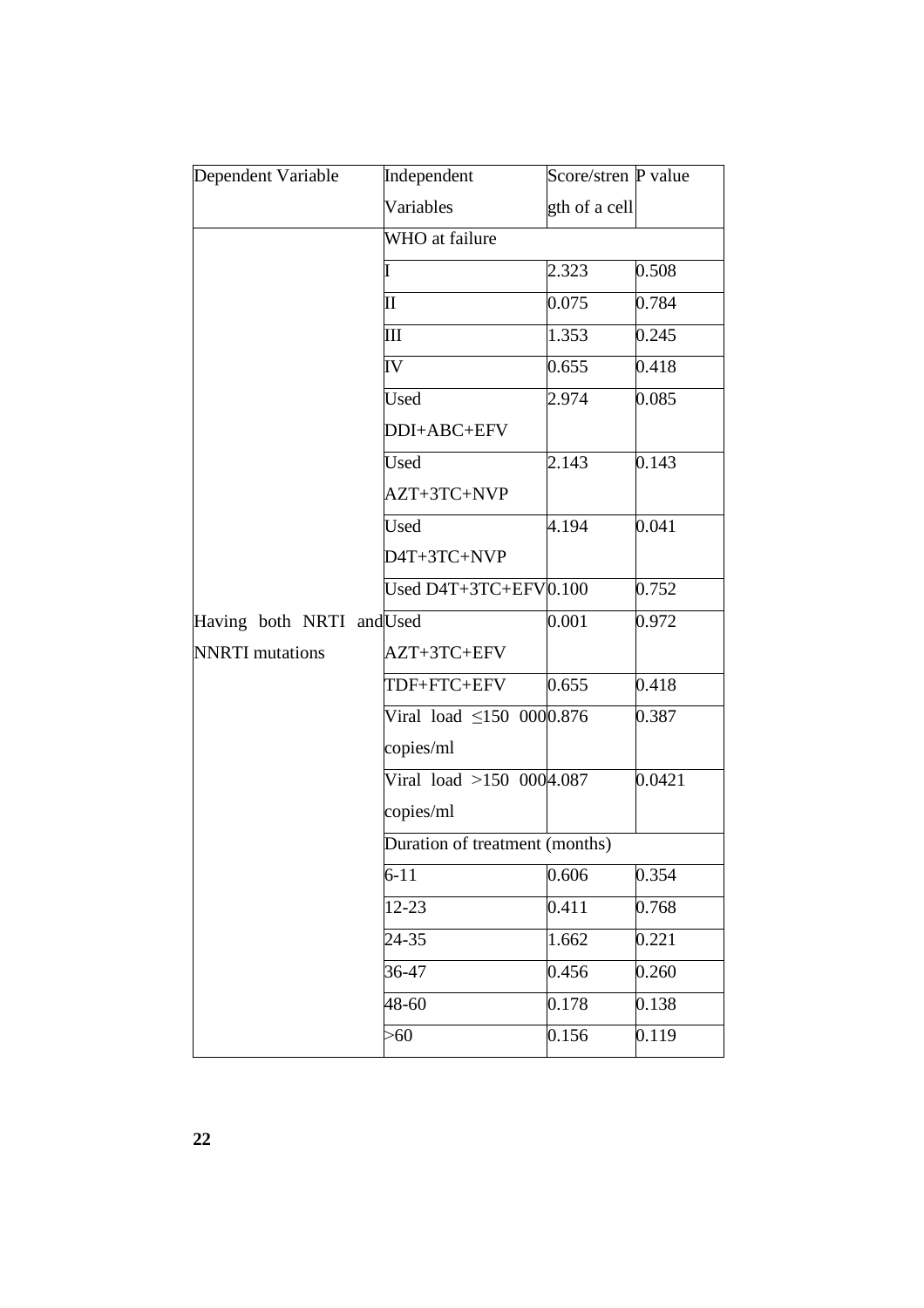| Dependent Variable | Independent Variables | Score/strength of a cell | P value |
|---|---|---|---|
| Having both NRTI and NNRTI mutations | WHO at failure | | |
| | I | 2.323 | 0.508 |
| | II | 0.075 | 0.784 |
| | III | 1.353 | 0.245 |
| | IV | 0.655 | 0.418 |
| | Used DDI+ABC+EFV | 2.974 | 0.085 |
| | Used AZT+3TC+NVP | 2.143 | 0.143 |
| | Used D4T+3TC+NVP | 4.194 | 0.041 |
| | Used D4T+3TC+EFV | 0.100 | 0.752 |
| | Used AZT+3TC+EFV | 0.001 | 0.972 |
| | TDF+FTC+EFV | 0.655 | 0.418 |
| | Viral load ≤150 000 copies/ml | 0.876 | 0.387 |
| | Viral load >150 000 copies/ml | 4.087 | 0.0421 |
| | Duration of treatment (months) | | |
| | 6-11 | 0.606 | 0.354 |
| | 12-23 | 0.411 | 0.768 |
| | 24-35 | 1.662 | 0.221 |
| | 36-47 | 0.456 | 0.260 |
| | 48-60 | 0.178 | 0.138 |
| | >60 | 0.156 | 0.119 |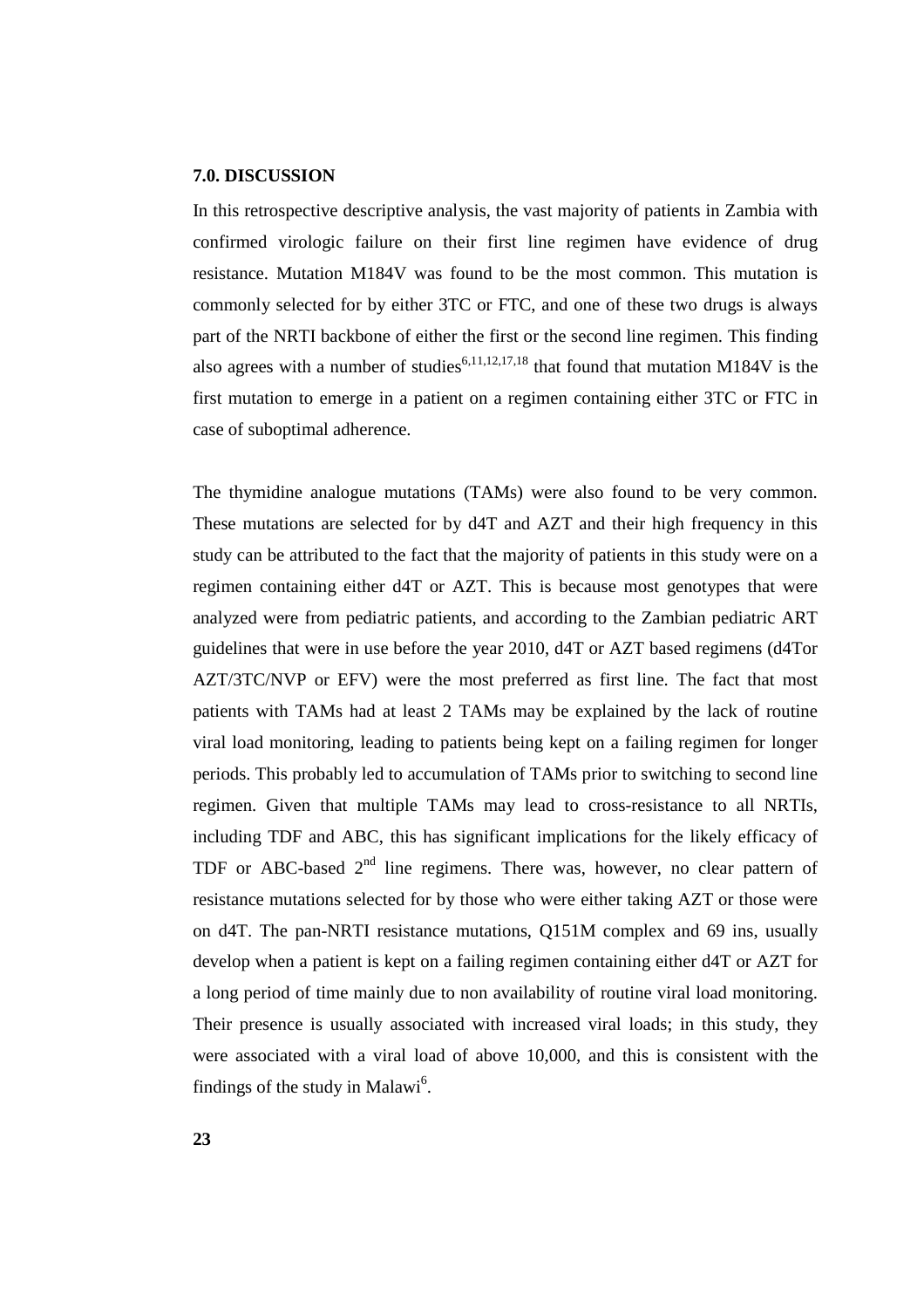**7.0. DISCUSSION**

In this retrospective descriptive analysis, the vast majority of patients in Zambia with confirmed virologic failure on their first line regimen have evidence of drug resistance. Mutation M184V was found to be the most common. This mutation is commonly selected for by either 3TC or FTC, and one of these two drugs is always part of the NRTI backbone of either the first or the second line regimen. This finding also agrees with a number of studies[6,11,12,17,18] that found that mutation M184V is the first mutation to emerge in a patient on a regimen containing either 3TC or FTC in case of suboptimal adherence.

The thymidine analogue mutations (TAMs) were also found to be very common. These mutations are selected for by d4T and AZT and their high frequency in this study can be attributed to the fact that the majority of patients in this study were on a regimen containing either d4T or AZT. This is because most genotypes that were analyzed were from pediatric patients, and according to the Zambian pediatric ART guidelines that were in use before the year 2010, d4T or AZT based regimens (d4Tor AZT/3TC/NVP or EFV) were the most preferred as first line. The fact that most patients with TAMs had at least 2 TAMs may be explained by the lack of routine viral load monitoring, leading to patients being kept on a failing regimen for longer periods. This probably led to accumulation of TAMs prior to switching to second line regimen. Given that multiple TAMs may lead to cross-resistance to all NRTIs, including TDF and ABC, this has significant implications for the likely efficacy of TDF or ABC-based 2nd line regimens. There was, however, no clear pattern of resistance mutations selected for by those who were either taking AZT or those were on d4T. The pan-NRTI resistance mutations, Q151M complex and 69 ins, usually develop when a patient is kept on a failing regimen containing either d4T or AZT for a long period of time mainly due to non availability of routine viral load monitoring. Their presence is usually associated with increased viral loads; in this study, they were associated with a viral load of above 10,000, and this is consistent with the findings of the study in Malawi[6].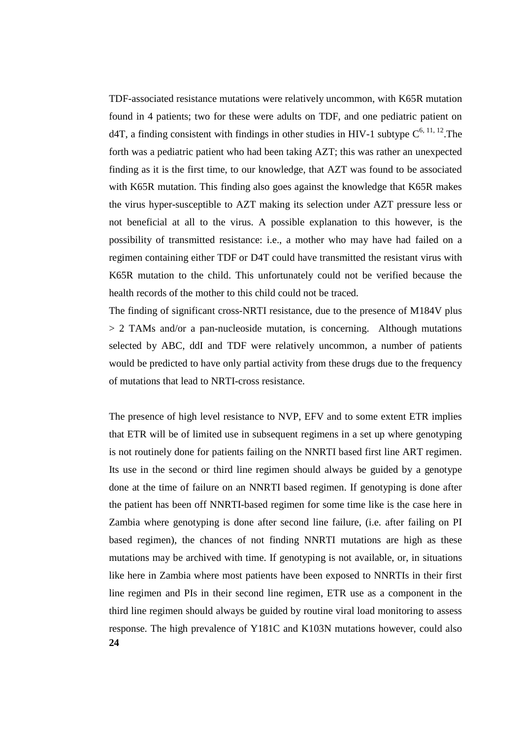TDF-associated resistance mutations were relatively uncommon, with K65R mutation found in 4 patients; two for these were adults on TDF, and one pediatric patient on d4T, a finding consistent with findings in other studies in HIV-1 subtype C[6, 11, 12].The forth was a pediatric patient who had been taking AZT; this was rather an unexpected finding as it is the first time, to our knowledge, that AZT was found to be associated with K65R mutation. This finding also goes against the knowledge that K65R makes the virus hyper-susceptible to AZT making its selection under AZT pressure less or not beneficial at all to the virus. A possible explanation to this however, is the possibility of transmitted resistance: i.e., a mother who may have had failed on a regimen containing either TDF or D4T could have transmitted the resistant virus with K65R mutation to the child. This unfortunately could not be verified because the health records of the mother to this child could not be traced.

The finding of significant cross-NRTI resistance, due to the presence of M184V plus > 2 TAMs and/or a pan-nucleoside mutation, is concerning. Although mutations selected by ABC, ddI and TDF were relatively uncommon, a number of patients would be predicted to have only partial activity from these drugs due to the frequency of mutations that lead to NRTI-cross resistance.

The presence of high level resistance to NVP, EFV and to some extent ETR implies that ETR will be of limited use in subsequent regimens in a set up where genotyping is not routinely done for patients failing on the NNRTI based first line ART regimen. Its use in the second or third line regimen should always be guided by a genotype done at the time of failure on an NNRTI based regimen. If genotyping is done after the patient has been off NNRTI-based regimen for some time like is the case here in Zambia where genotyping is done after second line failure, (i.e. after failing on PI based regimen), the chances of not finding NNRTI mutations are high as these mutations may be archived with time. If genotyping is not available, or, in situations like here in Zambia where most patients have been exposed to NNRTIs in their first line regimen and PIs in their second line regimen, ETR use as a component in the third line regimen should always be guided by routine viral load monitoring to assess response. The high prevalence of Y181C and K103N mutations however, could also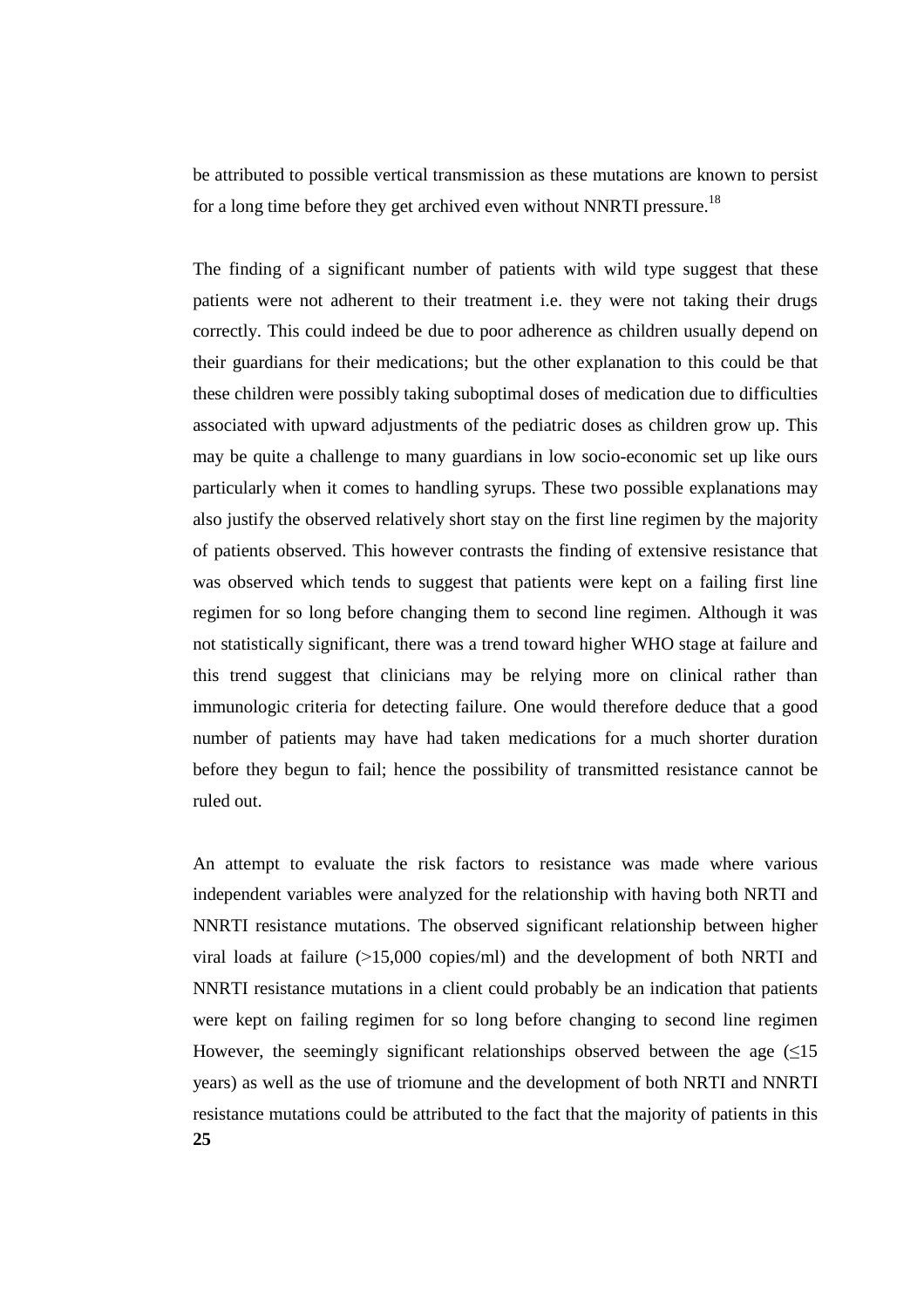be attributed to possible vertical transmission as these mutations are known to persist for a long time before they get archived even without NNRTI pressure.[18]

The finding of a significant number of patients with wild type suggest that these patients were not adherent to their treatment i.e. they were not taking their drugs correctly. This could indeed be due to poor adherence as children usually depend on their guardians for their medications; but the other explanation to this could be that these children were possibly taking suboptimal doses of medication due to difficulties associated with upward adjustments of the pediatric doses as children grow up. This may be quite a challenge to many guardians in low socio-economic set up like ours particularly when it comes to handling syrups. These two possible explanations may also justify the observed relatively short stay on the first line regimen by the majority of patients observed. This however contrasts the finding of extensive resistance that was observed which tends to suggest that patients were kept on a failing first line regimen for so long before changing them to second line regimen. Although it was not statistically significant, there was a trend toward higher WHO stage at failure and this trend suggest that clinicians may be relying more on clinical rather than immunologic criteria for detecting failure. One would therefore deduce that a good number of patients may have had taken medications for a much shorter duration before they begun to fail; hence the possibility of transmitted resistance cannot be ruled out.

An attempt to evaluate the risk factors to resistance was made where various independent variables were analyzed for the relationship with having both NRTI and NNRTI resistance mutations. The observed significant relationship between higher viral loads at failure (>15,000 copies/ml) and the development of both NRTI and NNRTI resistance mutations in a client could probably be an indication that patients were kept on failing regimen for so long before changing to second line regimen However, the seemingly significant relationships observed between the age (≤15 years) as well as the use of triomune and the development of both NRTI and NNRTI resistance mutations could be attributed to the fact that the majority of patients in this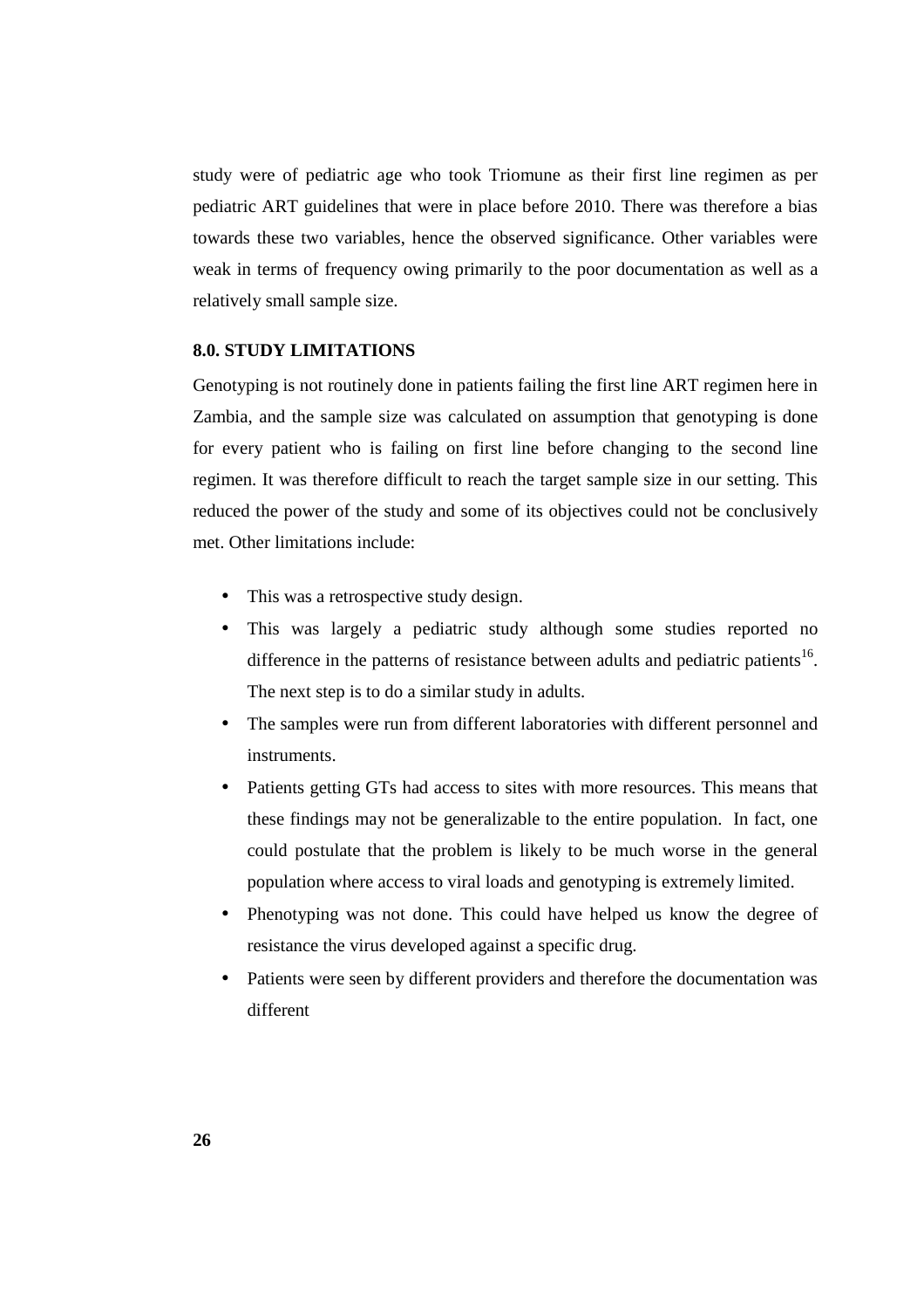study were of pediatric age who took Triomune as their first line regimen as per pediatric ART guidelines that were in place before 2010. There was therefore a bias towards these two variables, hence the observed significance. Other variables were weak in terms of frequency owing primarily to the poor documentation as well as a relatively small sample size.

## 8.0. STUDY LIMITATIONS

Genotyping is not routinely done in patients failing the first line ART regimen here in Zambia, and the sample size was calculated on assumption that genotyping is done for every patient who is failing on first line before changing to the second line regimen. It was therefore difficult to reach the target sample size in our setting. This reduced the power of the study and some of its objectives could not be conclusively met. Other limitations include:

- This was a retrospective study design.
- This was largely a pediatric study although some studies reported no difference in the patterns of resistance between adults and pediatric patients[16]. The next step is to do a similar study in adults.
- The samples were run from different laboratories with different personnel and instruments.
- Patients getting GTs had access to sites with more resources. This means that these findings may not be generalizable to the entire population. In fact, one could postulate that the problem is likely to be much worse in the general population where access to viral loads and genotyping is extremely limited.
- Phenotyping was not done. This could have helped us know the degree of resistance the virus developed against a specific drug.
- Patients were seen by different providers and therefore the documentation was different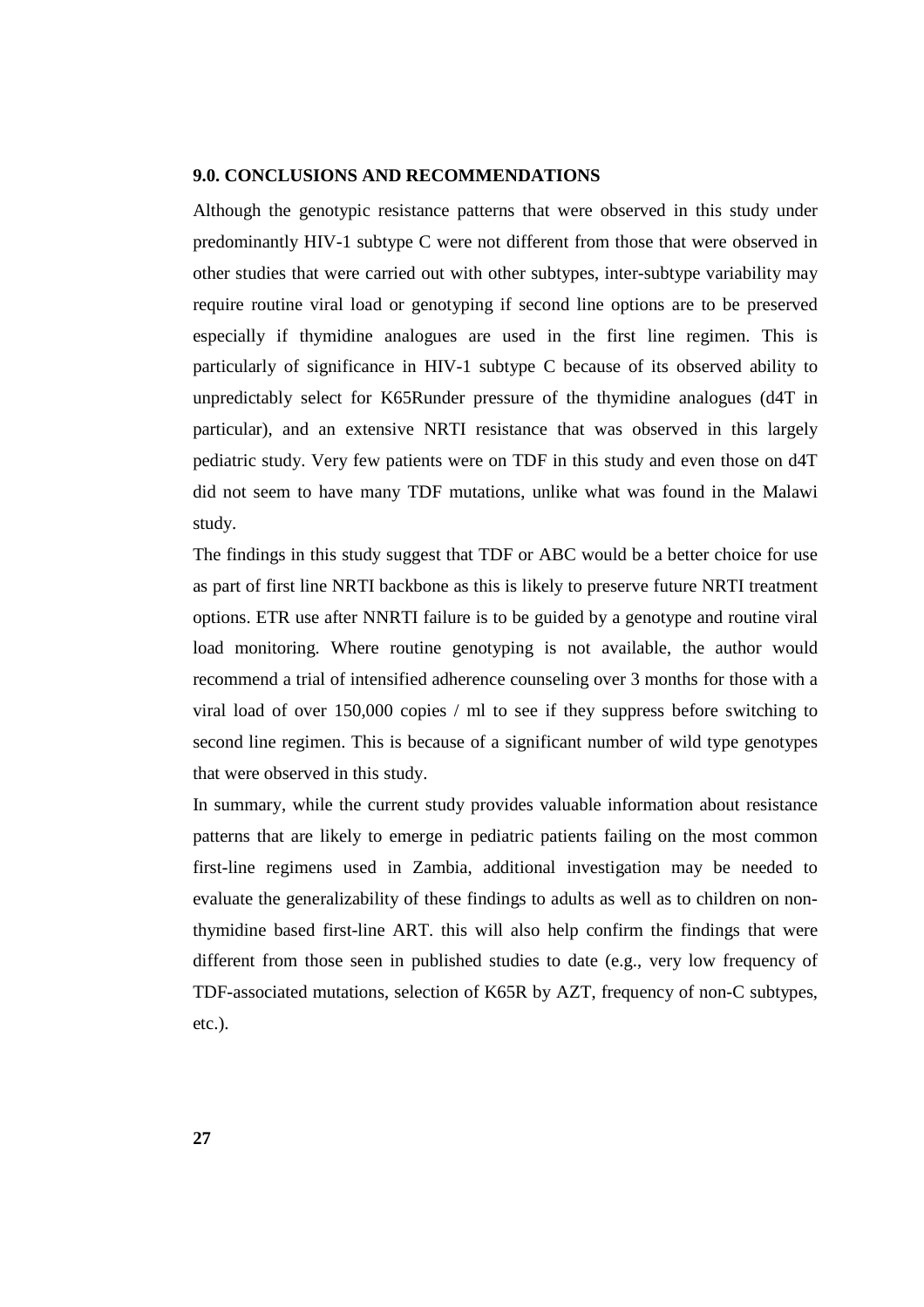## 9.0. CONCLUSIONS AND RECOMMENDATIONS

Although the genotypic resistance patterns that were observed in this study under predominantly HIV-1 subtype C were not different from those that were observed in other studies that were carried out with other subtypes, inter-subtype variability may require routine viral load or genotyping if second line options are to be preserved especially if thymidine analogues are used in the first line regimen. This is particularly of significance in HIV-1 subtype C because of its observed ability to unpredictably select for K65Runder pressure of the thymidine analogues (d4T in particular), and an extensive NRTI resistance that was observed in this largely pediatric study. Very few patients were on TDF in this study and even those on d4T did not seem to have many TDF mutations, unlike what was found in the Malawi study.

The findings in this study suggest that TDF or ABC would be a better choice for use as part of first line NRTI backbone as this is likely to preserve future NRTI treatment options. ETR use after NNRTI failure is to be guided by a genotype and routine viral load monitoring. Where routine genotyping is not available, the author would recommend a trial of intensified adherence counseling over 3 months for those with a viral load of over 150,000 copies / ml to see if they suppress before switching to second line regimen. This is because of a significant number of wild type genotypes that were observed in this study.

In summary, while the current study provides valuable information about resistance patterns that are likely to emerge in pediatric patients failing on the most common first-line regimens used in Zambia, additional investigation may be needed to evaluate the generalizability of these findings to adults as well as to children on non-thymidine based first-line ART. this will also help confirm the findings that were different from those seen in published studies to date (e.g., very low frequency of TDF-associated mutations, selection of K65R by AZT, frequency of non-C subtypes, etc.).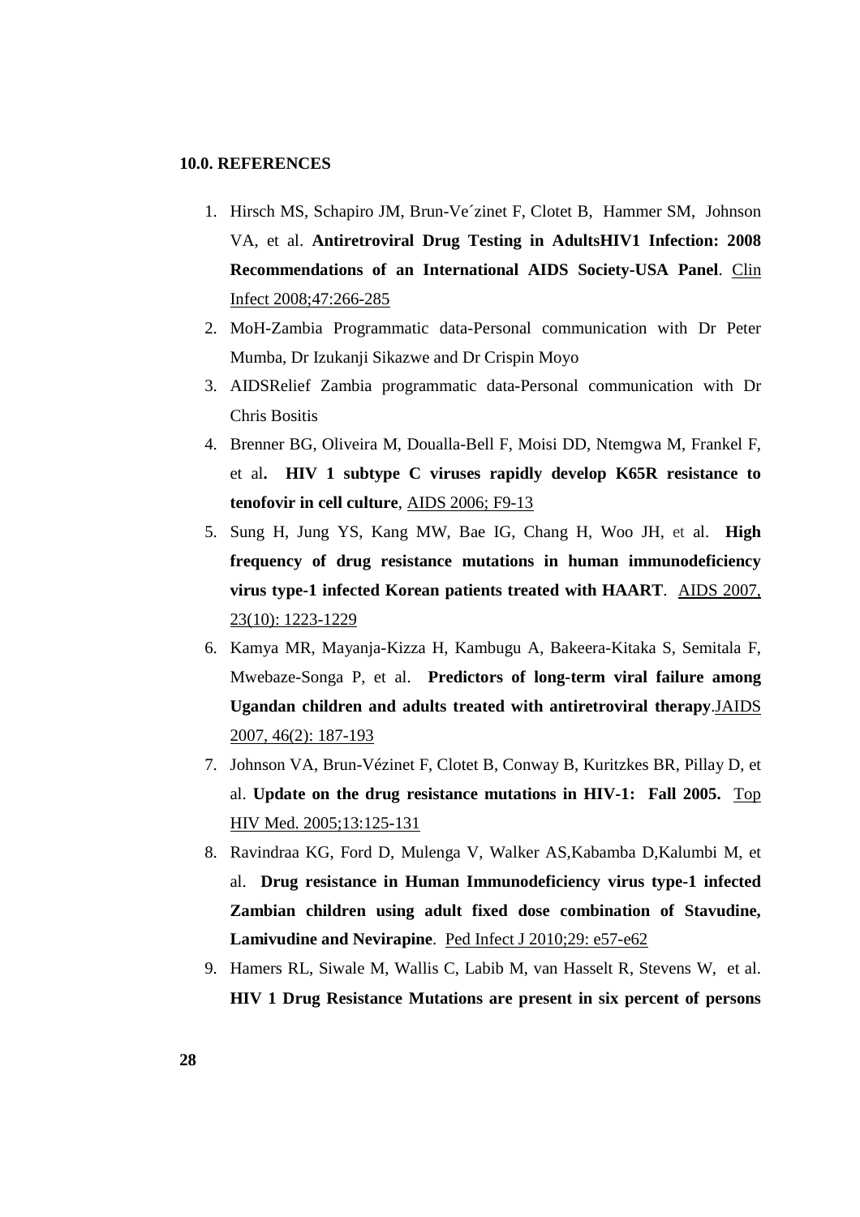## 10.0. REFERENCES

1. Hirsch MS, Schapiro JM, Brun-Ve´zinet F, Clotet B, Hammer SM, Johnson VA, et al. **Antiretroviral Drug Testing in AdultsHIV1 Infection: 2008 Recommendations of an International AIDS Society-USA Panel**. Clin Infect 2008;47:266-285
2. MoH-Zambia Programmatic data-Personal communication with Dr Peter Mumba, Dr Izukanji Sikazwe and Dr Crispin Moyo
3. AIDSRelief Zambia programmatic data-Personal communication with Dr Chris Bositis
4. Brenner BG, Oliveira M, Doualla-Bell F, Moisi DD, Ntemgwa M, Frankel F, et al**. HIV 1 subtype C viruses rapidly develop K65R resistance to tenofovir in cell culture**, AIDS 2006; F9-13
5. Sung H, Jung YS, Kang MW, Bae IG, Chang H, Woo JH, et al. **High frequency of drug resistance mutations in human immunodeficiency virus type-1 infected Korean patients treated with HAART**. AIDS 2007, 23(10): 1223-1229
6. Kamya MR, Mayanja-Kizza H, Kambugu A, Bakeera-Kitaka S, Semitala F, Mwebaze-Songa P, et al. **Predictors of long-term viral failure among Ugandan children and adults treated with antiretroviral therapy**.JAIDS 2007, 46(2): 187-193
7. Johnson VA, Brun-Vézinet F, Clotet B, Conway B, Kuritzkes BR, Pillay D, et al. **Update on the drug resistance mutations in HIV-1: Fall 2005.** Top HIV Med. 2005;13:125-131
8. Ravindraa KG, Ford D, Mulenga V, Walker AS,Kabamba D,Kalumbi M, et al. **Drug resistance in Human Immunodeficiency virus type-1 infected Zambian children using adult fixed dose combination of Stavudine, Lamivudine and Nevirapine**. Ped Infect J 2010;29: e57-e62
9. Hamers RL, Siwale M, Wallis C, Labib M, van Hasselt R, Stevens W, et al. **HIV 1 Drug Resistance Mutations are present in six percent of persons**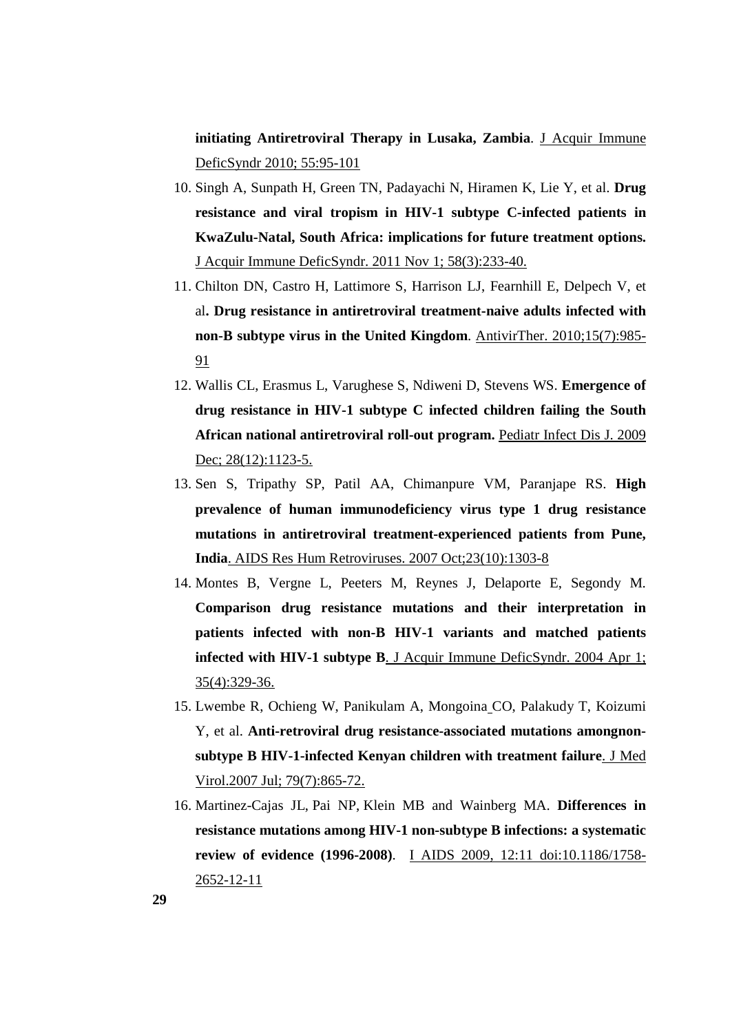**initiating Antiretroviral Therapy in Lusaka, Zambia**. J Acquir Immune DeficSyndr 2010; 55:95-101

10. Singh A, Sunpath H, Green TN, Padayachi N, Hiramen K, Lie Y, et al. **Drug resistance and viral tropism in HIV-1 subtype C-infected patients in KwaZulu-Natal, South Africa: implications for future treatment options.** J Acquir Immune DeficSyndr. 2011 Nov 1; 58(3):233-40.
11. Chilton DN, Castro H, Lattimore S, Harrison LJ, Fearnhill E, Delpech V, et al**. Drug resistance in antiretroviral treatment-naive adults infected with non-B subtype virus in the United Kingdom**. AntivirTher. 2010;15(7):985-91
12. Wallis CL, Erasmus L, Varughese S, Ndiweni D, Stevens WS. **Emergence of drug resistance in HIV-1 subtype C infected children failing the South African national antiretroviral roll-out program.** Pediatr Infect Dis J. 2009 Dec; 28(12):1123-5.
13. Sen S, Tripathy SP, Patil AA, Chimanpure VM, Paranjape RS. **High prevalence of human immunodeficiency virus type 1 drug resistance mutations in antiretroviral treatment-experienced patients from Pune, India**. AIDS Res Hum Retroviruses. 2007 Oct;23(10):1303-8
14. Montes B, Vergne L, Peeters M, Reynes J, Delaporte E, Segondy M. **Comparison drug resistance mutations and their interpretation in patients infected with non-B HIV-1 variants and matched patients infected with HIV-1 subtype B**. J Acquir Immune DeficSyndr. 2004 Apr 1; 35(4):329-36.
15. Lwembe R, Ochieng W, Panikulam A, Mongoina CO, Palakudy T, Koizumi Y, et al. **Anti-retroviral drug resistance-associated mutations amongnon-subtype B HIV-1-infected Kenyan children with treatment failure**. J Med Virol.2007 Jul; 79(7):865-72.
16. Martinez-Cajas JL, Pai NP, Klein MB and Wainberg MA. **Differences in resistance mutations among HIV-1 non-subtype B infections: a systematic review of evidence (1996-2008)**. I AIDS 2009, 12:11 doi:10.1186/1758-2652-12-11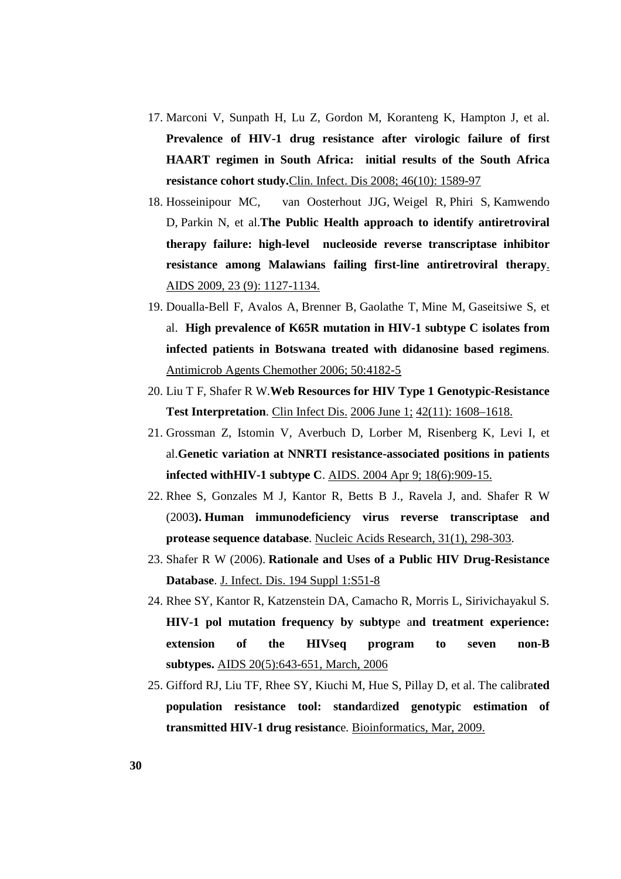17. Marconi V, Sunpath H, Lu Z, Gordon M, Koranteng K, Hampton J, et al. **Prevalence of HIV-1 drug resistance after virologic failure of first HAART regimen in South Africa: initial results of the South Africa resistance cohort study.**Clin. Infect. Dis 2008; 46(10): 1589-97
18. Hosseinipour MC, van Oosterhout JJG, Weigel R, Phiri S, Kamwendo D, Parkin N, et al.**The Public Health approach to identify antiretroviral therapy failure: high-level nucleoside reverse transcriptase inhibitor resistance among Malawians failing first-line antiretroviral therapy**. AIDS 2009, 23 (9): 1127-1134.
19. Doualla-Bell F, Avalos A, Brenner B, Gaolathe T, Mine M, Gaseitsiwe S, et al. **High prevalence of K65R mutation in HIV-1 subtype C isolates from infected patients in Botswana treated with didanosine based regimens**. Antimicrob Agents Chemother 2006; 50:4182-5
20. Liu T F, Shafer R W.**Web Resources for HIV Type 1 Genotypic-Resistance Test Interpretation**. Clin Infect Dis. 2006 June 1; 42(11): 1608–1618.
21. Grossman Z, Istomin V, Averbuch D, Lorber M, Risenberg K, Levi I, et al.**Genetic variation at NNRTI resistance-associated positions in patients infected withHIV-1 subtype C**. AIDS. 2004 Apr 9; 18(6):909-15.
22. Rhee S, Gonzales M J, Kantor R, Betts B J., Ravela J, and. Shafer R W (2003**). Human immunodeficiency virus reverse transcriptase and protease sequence database**. Nucleic Acids Research, 31(1), 298-303.
23. Shafer R W (2006). **Rationale and Uses of a Public HIV Drug-Resistance Database**. J. Infect. Dis. 194 Suppl 1:S51-8
24. Rhee SY, Kantor R, Katzenstein DA, Camacho R, Morris L, Sirivichayakul S. **HIV-1 pol mutation frequency by subtyp**e a**nd treatment experience: extension of the HIVseq program to seven non-B subtypes.** AIDS 20(5):643-651, March, 2006
25. Gifford RJ, Liu TF, Rhee SY, Kiuchi M, Hue S, Pillay D, et al. The calibra**ted population resistance tool: standa**rdi**zed genotypic estimation of transmitted HIV-1 drug resistanc**e. Bioinformatics, Mar, 2009.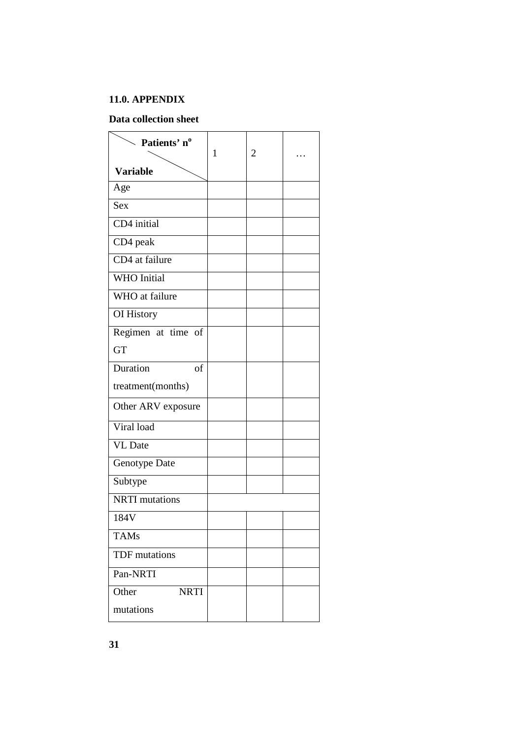**11.0. APPENDIX**

**Data collection sheet**

| Patients' n° / Variable | 1 | 2 | … |
|---|---|---|---|
| Age | | | |
| Sex | | | |
| CD4 initial | | | |
| CD4 peak | | | |
| CD4 at failure | | | |
| WHO Initial | | | |
| WHO at failure | | | |
| OI History | | | |
| Regimen at time of GT | | | |
| Duration of treatment(months) | | | |
| Other ARV exposure | | | |
| Viral load | | | |
| VL Date | | | |
| Genotype Date | | | |
| Subtype | | | |
| NRTI mutations | | | |
| 184V | | | |
| TAMs | | | |
| TDF mutations | | | |
| Pan-NRTI | | | |
| Other NRTI mutations | | | |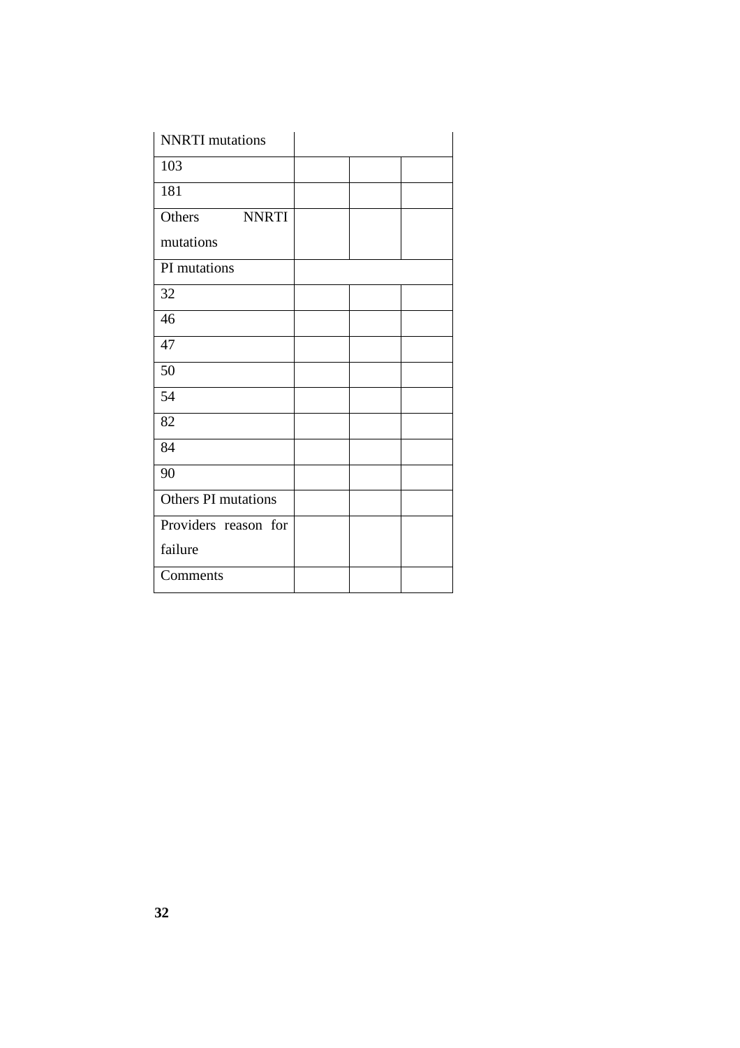| | | | |
|---|---|---|---|
| NNRTI mutations | | | |
| 103 | | | |
| 181 | | | |
| Others NNRTI mutations | | | |
| PI mutations | | | |
| 32 | | | |
| 46 | | | |
| 47 | | | |
| 50 | | | |
| 54 | | | |
| 82 | | | |
| 84 | | | |
| 90 | | | |
| Others PI mutations | | | |
| Providers reason for failure | | | |
| Comments | | | |